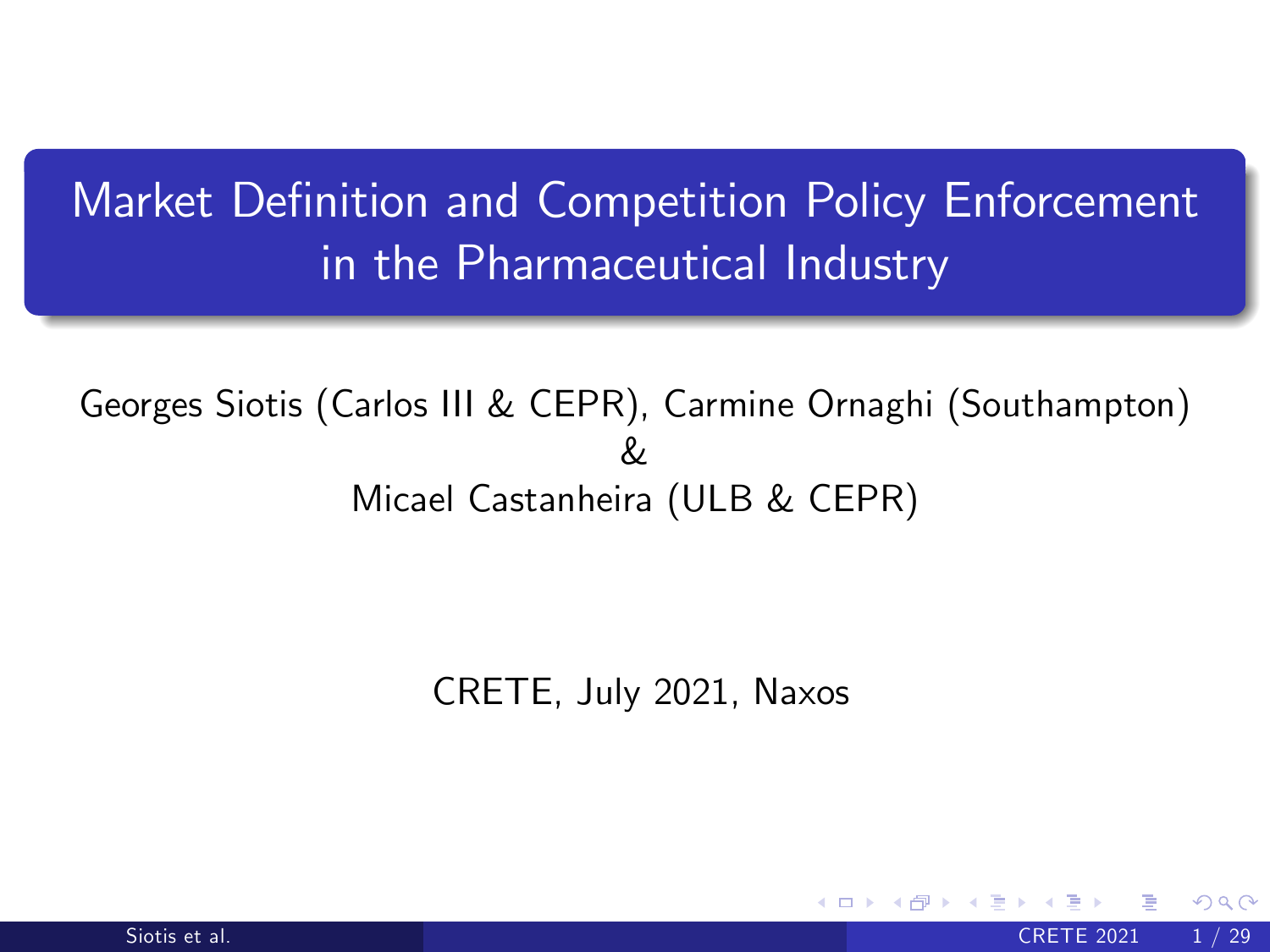# Market Definition and Competition Policy Enforcement in the Pharmaceutical Industry

Georges Siotis (Carlos III & CEPR), Carmine Ornaghi (Southampton)
&
Micael Castanheira (ULB & CEPR)

CRETE, July 2021, Naxos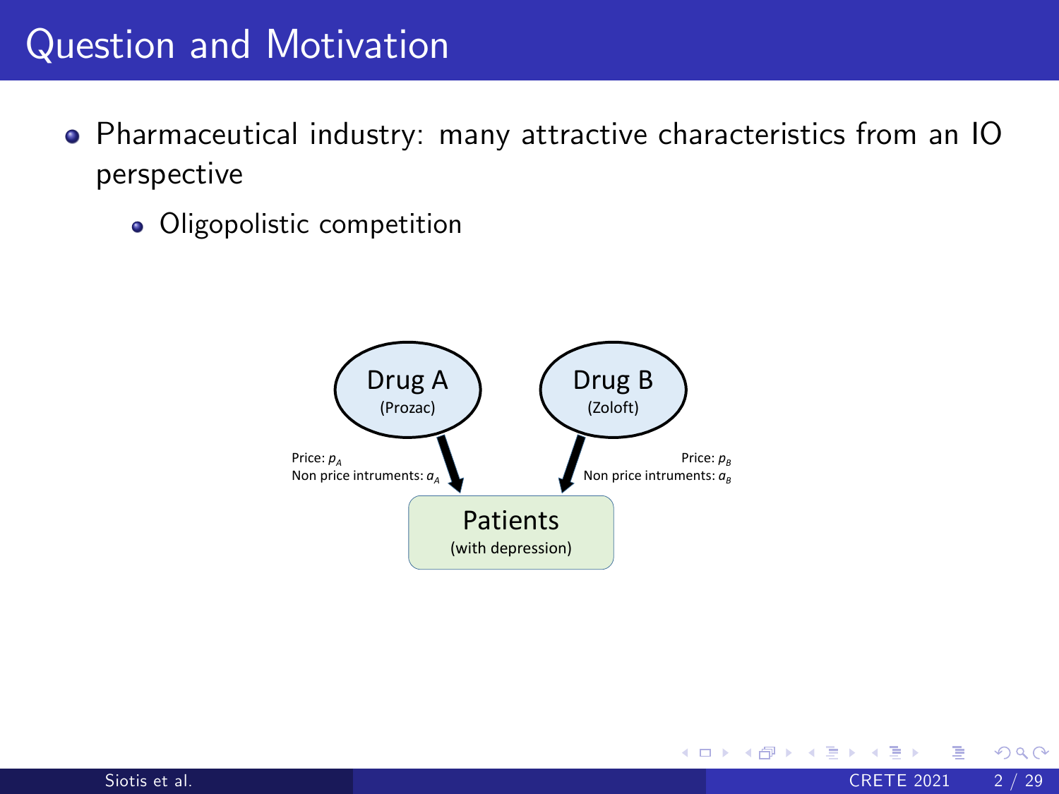# Question and Motivation

- Pharmaceutical industry: many attractive characteristics from an IO perspective
  - Oligopolistic competition

Drug A (Prozac)

Drug B (Zoloft)

Price: $p_A$
Non price intruments: $a_A$

Price: $p_B$
Non price intruments: $a_B$

Patients (with depression)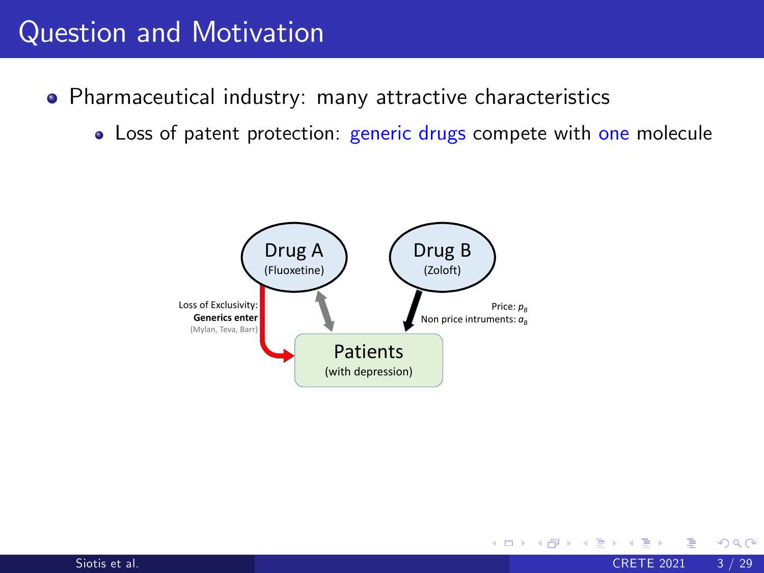# Question and Motivation

- Pharmaceutical industry: many attractive characteristics
  - Loss of patent protection: generic drugs compete with one molecule

Drug A (Fluoxetine)

Drug B (Zoloft)

Loss of Exclusivity: **Generics enter** (Mylan, Teva, Barr)

Price: $p_B$
Non price intruments: $a_B$

Patients (with depression)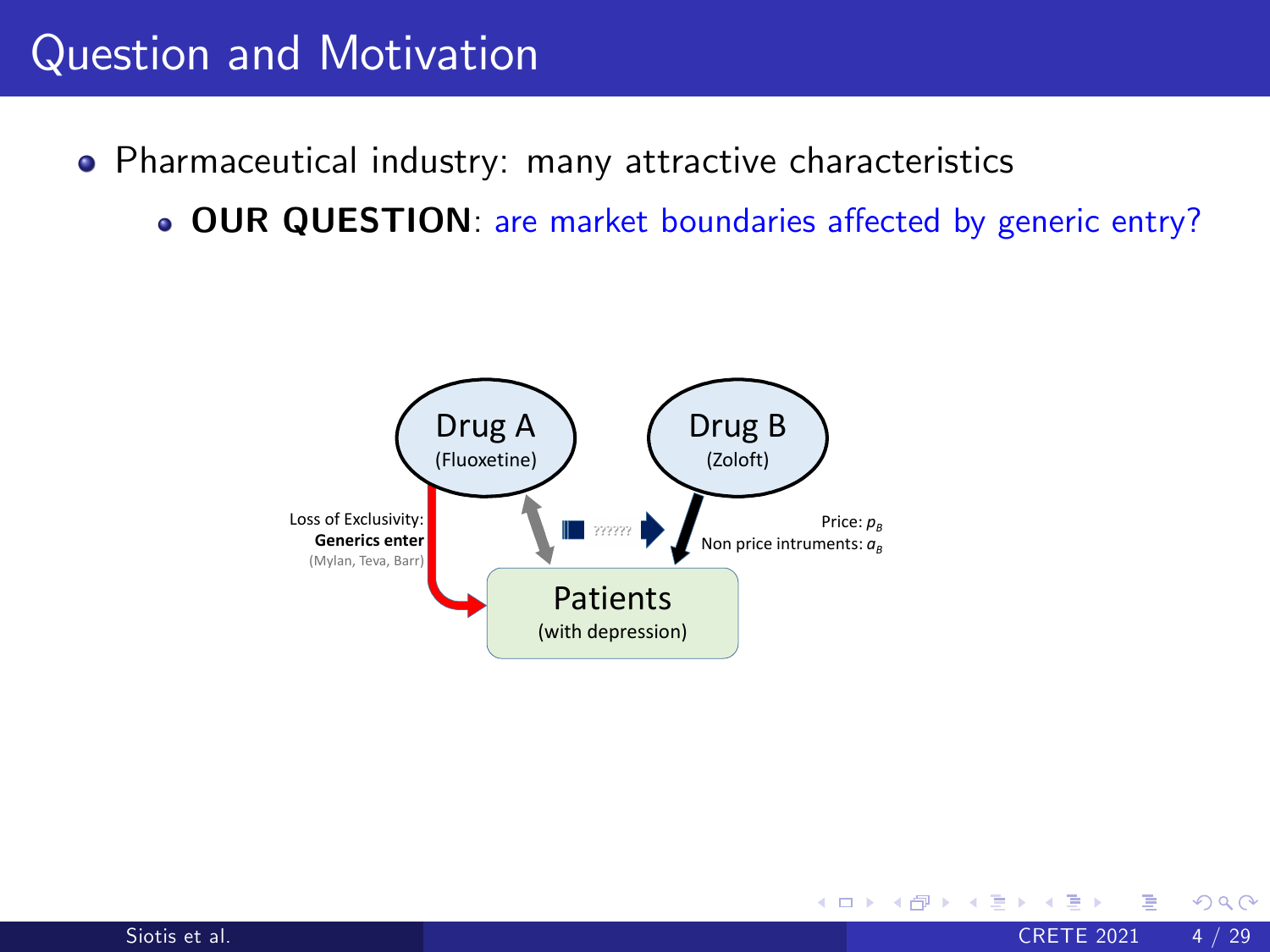# Question and Motivation

- Pharmaceutical industry: many attractive characteristics
  - **OUR QUESTION**: are market boundaries affected by generic entry?

Drug A (Fluoxetine)

Drug B (Zoloft)

Loss of Exclusivity: **Generics enter** (Mylan, Teva, Barr)

??????

Price: $p_B$
Non price intruments: $a_B$

Patients (with depression)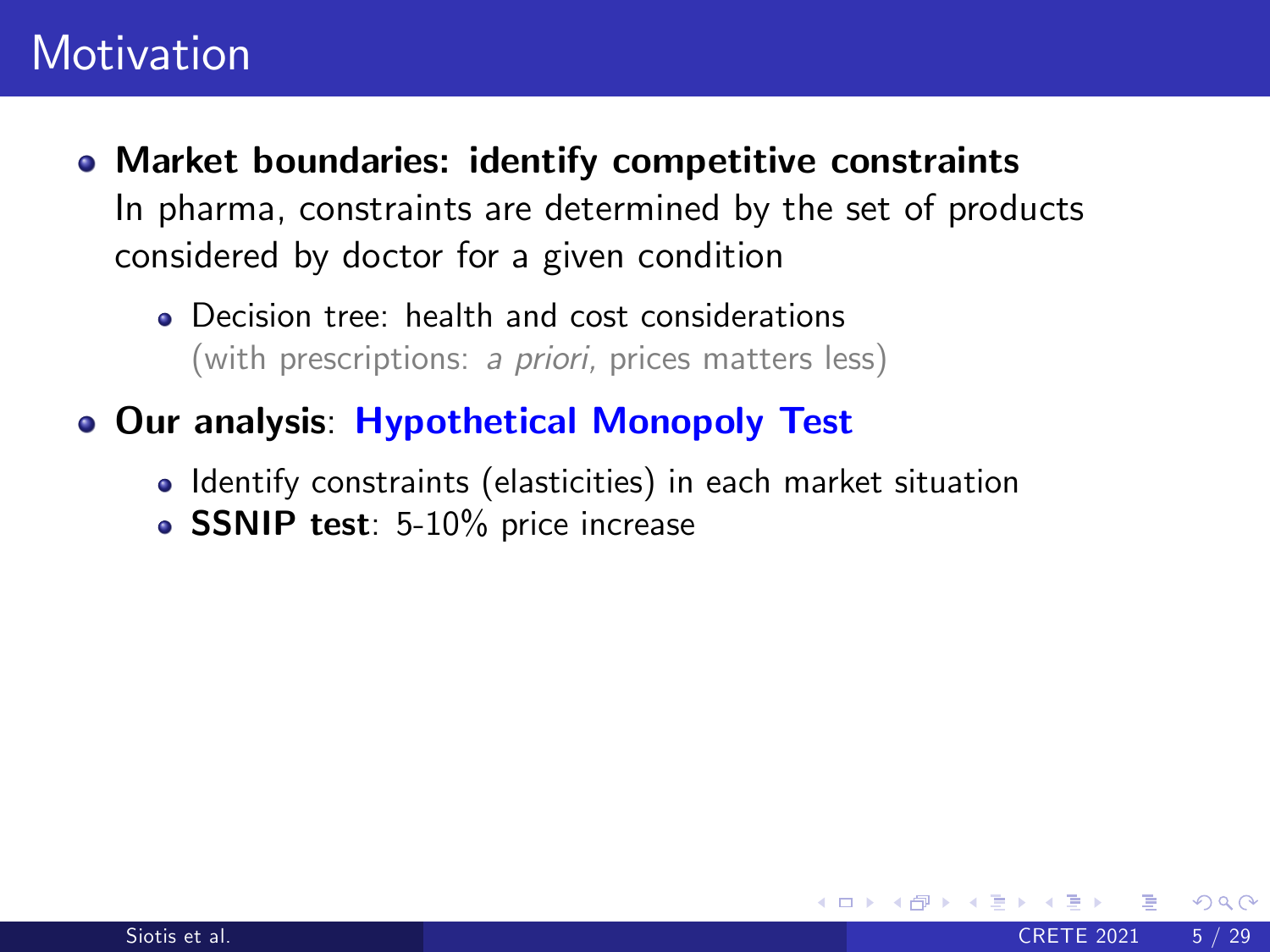# Motivation

- **Market boundaries: identify competitive constraints**
  In pharma, constraints are determined by the set of products considered by doctor for a given condition
  - Decision tree: health and cost considerations
    (with prescriptions: *a priori*, prices matters less)
- **Our analysis**: **Hypothetical Monopoly Test**
  - Identify constraints (elasticities) in each market situation
  - **SSNIP test**: 5-10% price increase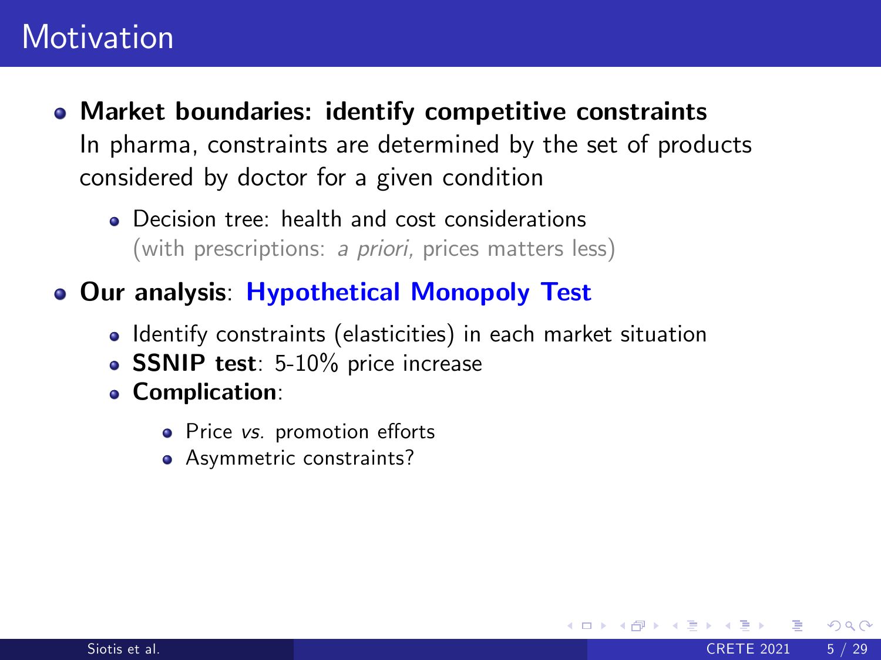# Motivation

- **Market boundaries: identify competitive constraints**
  In pharma, constraints are determined by the set of products considered by doctor for a given condition
  - Decision tree: health and cost considerations
    (with prescriptions: *a priori*, prices matters less)
- **Our analysis**: **Hypothetical Monopoly Test**
  - Identify constraints (elasticities) in each market situation
  - **SSNIP test**: 5-10% price increase
  - **Complication**:
    - Price *vs.* promotion efforts
    - Asymmetric constraints?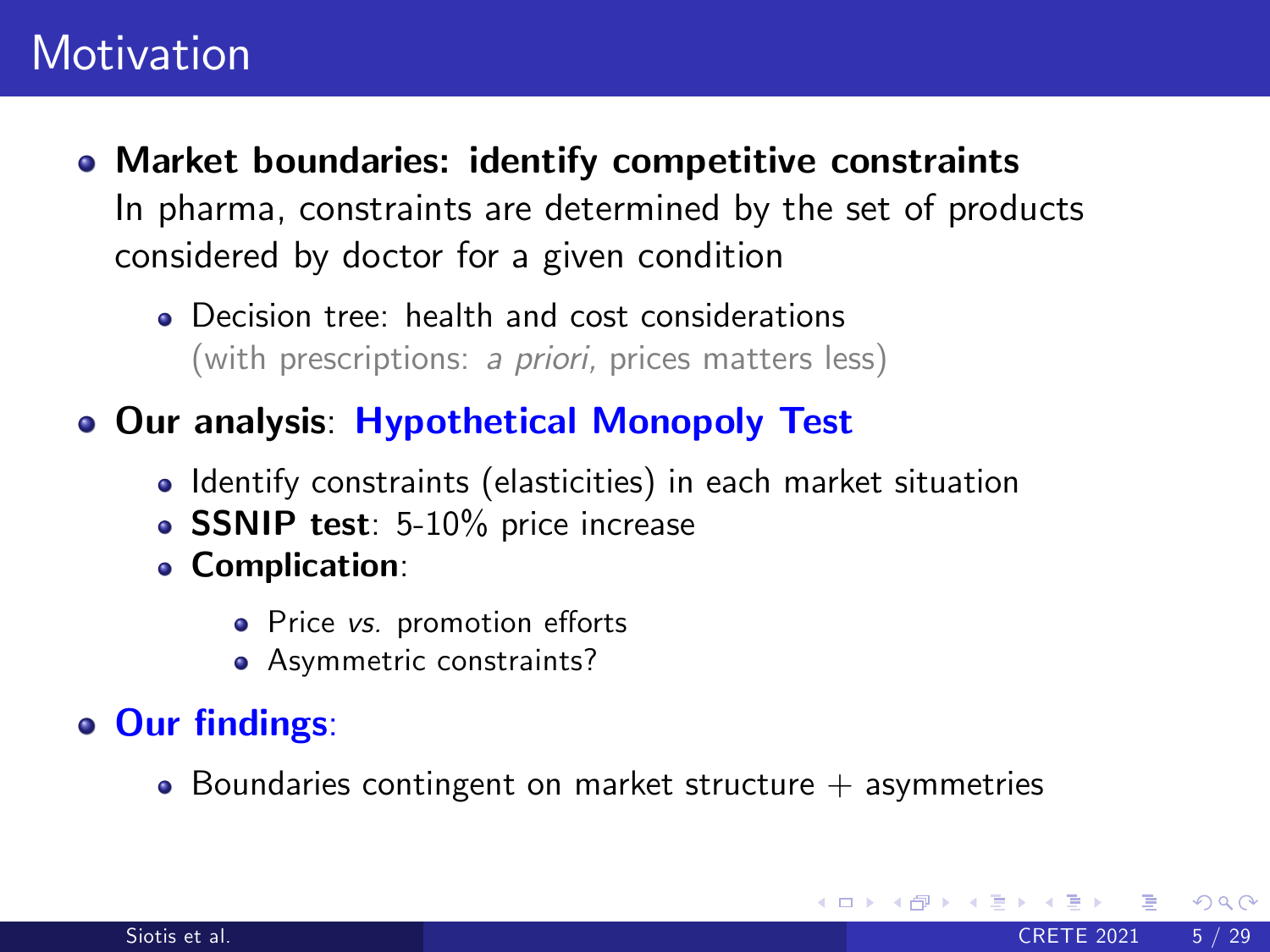# Motivation

- **Market boundaries: identify competitive constraints**
  In pharma, constraints are determined by the set of products considered by doctor for a given condition
  - Decision tree: health and cost considerations
    (with prescriptions: *a priori*, prices matters less)
- **Our analysis**: **Hypothetical Monopoly Test**
  - Identify constraints (elasticities) in each market situation
  - **SSNIP test**: 5-10% price increase
  - **Complication**:
    - Price *vs.* promotion efforts
    - Asymmetric constraints?
- **Our findings**:
  - Boundaries contingent on market structure + asymmetries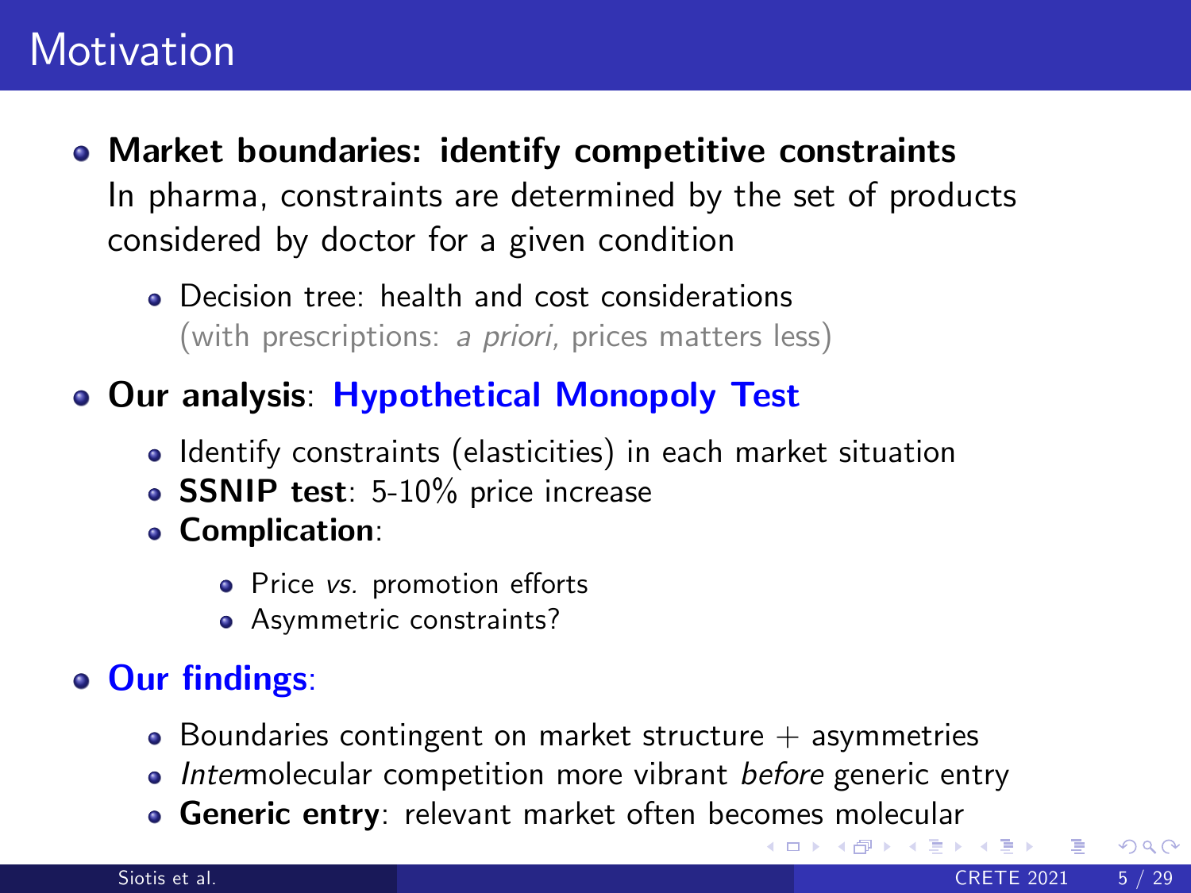# Motivation

- **Market boundaries: identify competitive constraints**
  In pharma, constraints are determined by the set of products considered by doctor for a given condition
  - Decision tree: health and cost considerations
    (with prescriptions: *a priori*, prices matters less)
- **Our analysis**: **Hypothetical Monopoly Test**
  - Identify constraints (elasticities) in each market situation
  - **SSNIP test**: 5-10% price increase
  - **Complication**:
    - Price *vs.* promotion efforts
    - Asymmetric constraints?
- **Our findings**:
  - Boundaries contingent on market structure + asymmetries
  - *Inter*molecular competition more vibrant *before* generic entry
  - **Generic entry**: relevant market often becomes molecular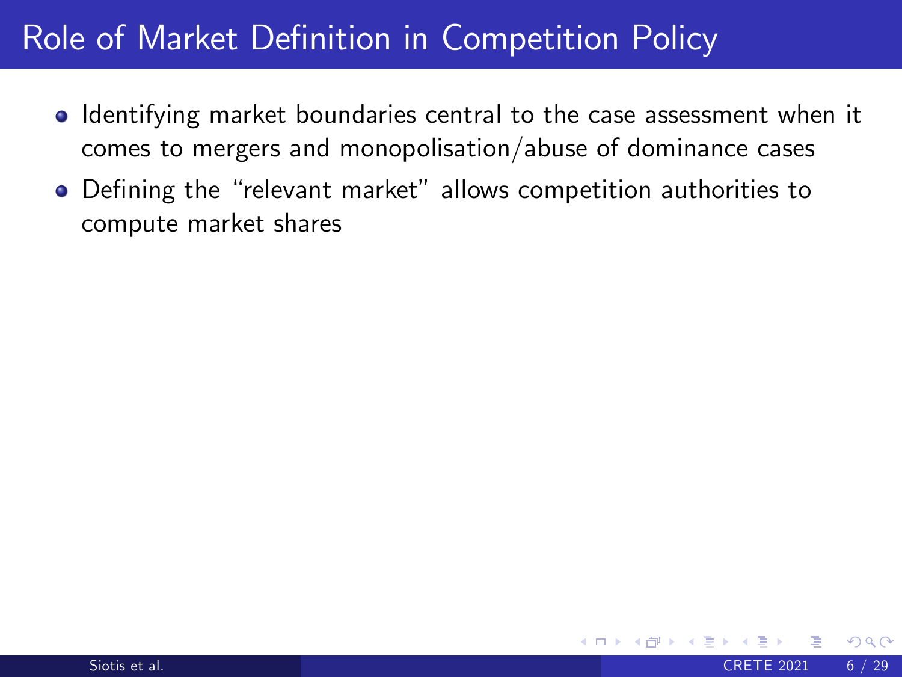# Role of Market Definition in Competition Policy

- Identifying market boundaries central to the case assessment when it comes to mergers and monopolisation/abuse of dominance cases
- Defining the "relevant market" allows competition authorities to compute market shares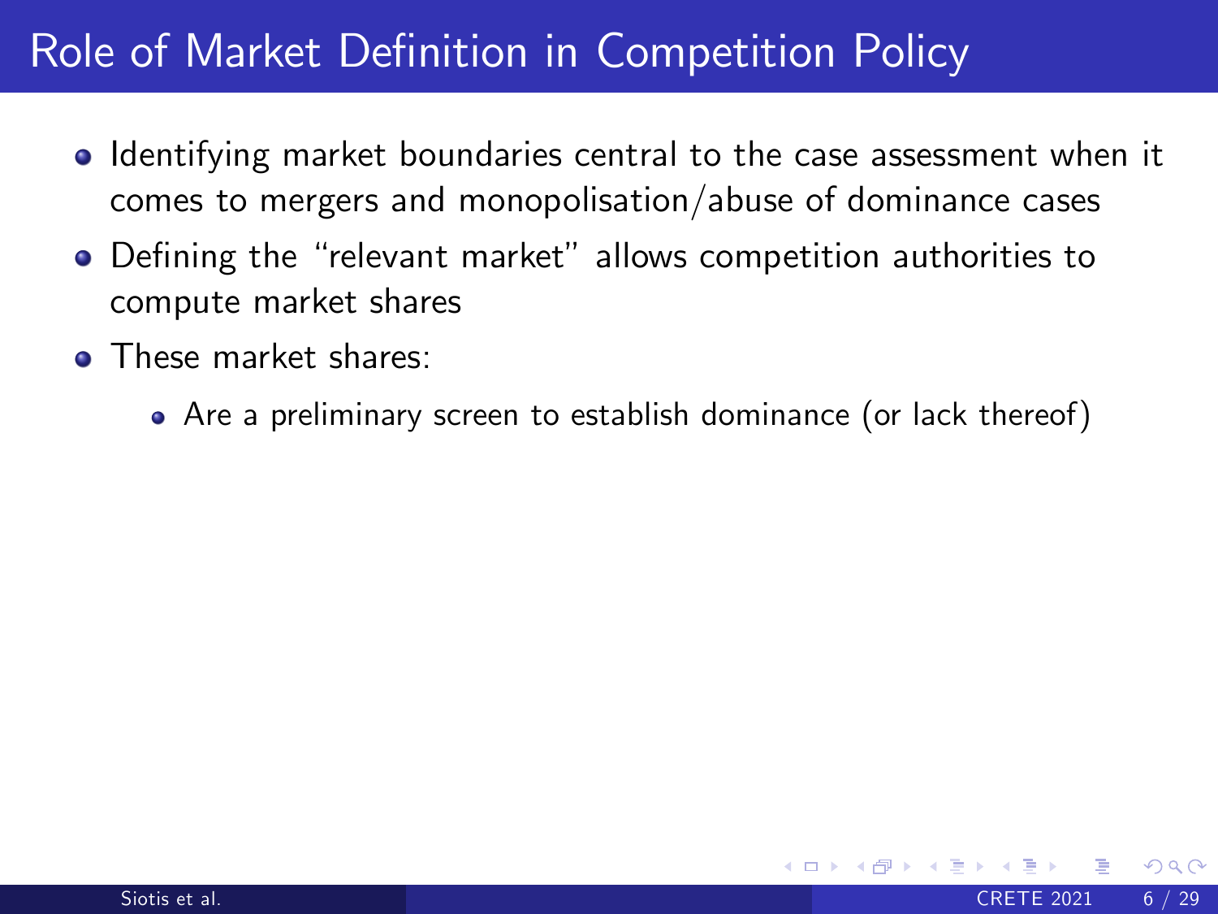# Role of Market Definition in Competition Policy

- Identifying market boundaries central to the case assessment when it comes to mergers and monopolisation/abuse of dominance cases
- Defining the "relevant market" allows competition authorities to compute market shares
- These market shares:
  - Are a preliminary screen to establish dominance (or lack thereof)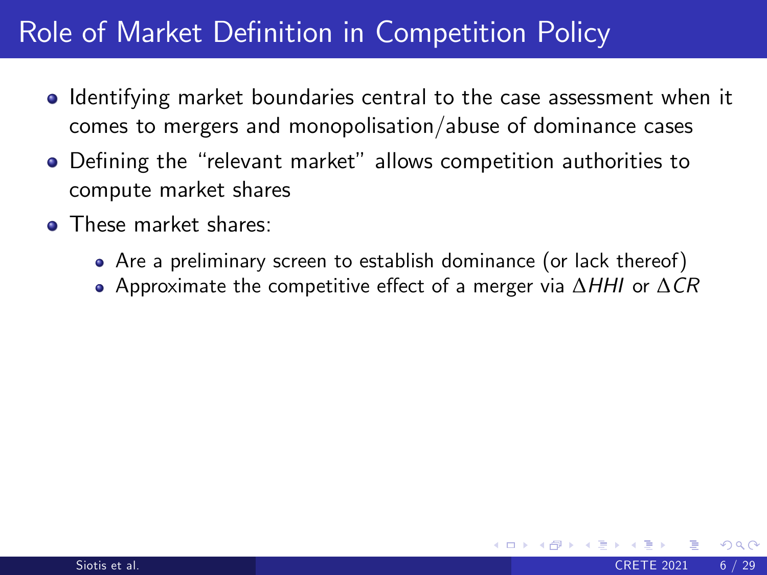# Role of Market Definition in Competition Policy

- Identifying market boundaries central to the case assessment when it comes to mergers and monopolisation/abuse of dominance cases
- Defining the "relevant market" allows competition authorities to compute market shares
- These market shares:
  - Are a preliminary screen to establish dominance (or lack thereof)
  - Approximate the competitive effect of a merger via $\Delta HHI$ or $\Delta CR$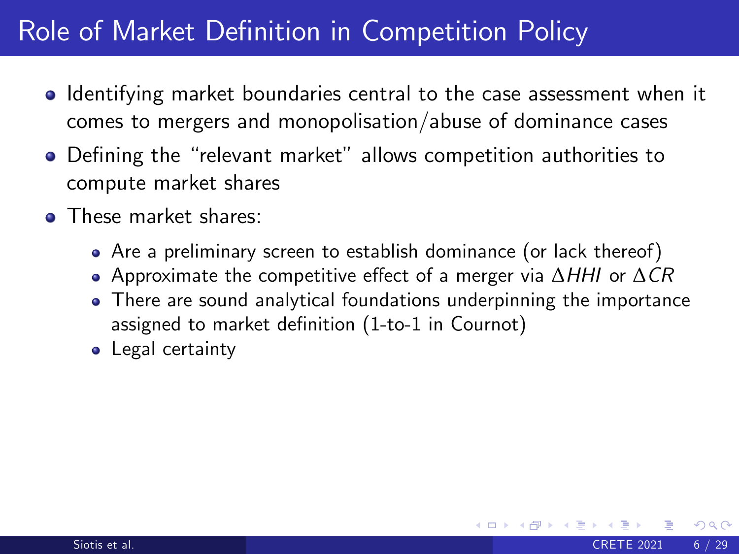# Role of Market Definition in Competition Policy

- Identifying market boundaries central to the case assessment when it comes to mergers and monopolisation/abuse of dominance cases
- Defining the "relevant market" allows competition authorities to compute market shares
- These market shares:
  - Are a preliminary screen to establish dominance (or lack thereof)
  - Approximate the competitive effect of a merger via $\Delta HHI$ or $\Delta CR$
  - There are sound analytical foundations underpinning the importance assigned to market definition (1-to-1 in Cournot)
  - Legal certainty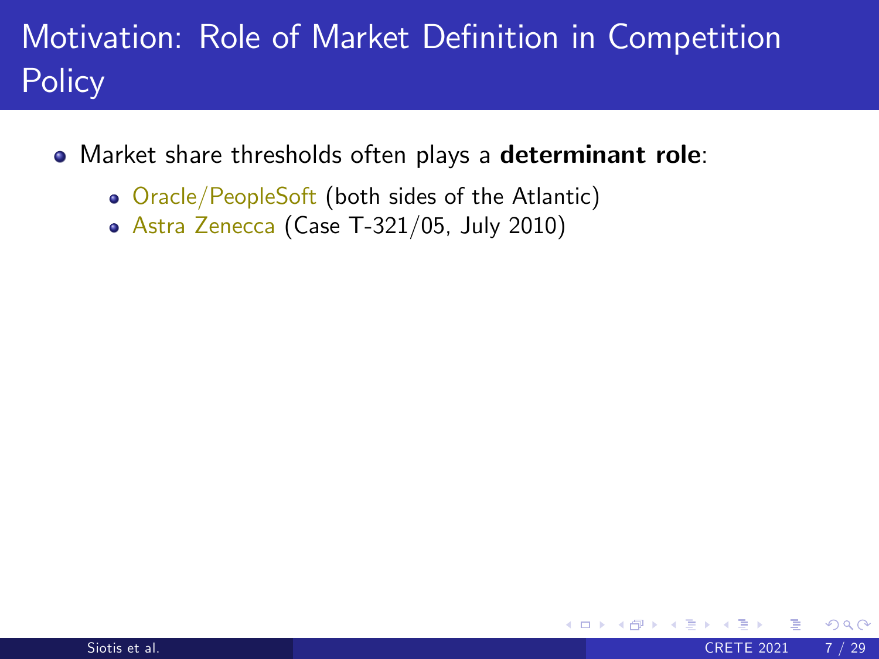# Motivation: Role of Market Definition in Competition Policy

- Market share thresholds often plays a **determinant role**:
  - Oracle/PeopleSoft (both sides of the Atlantic)
  - Astra Zenecca (Case T-321/05, July 2010)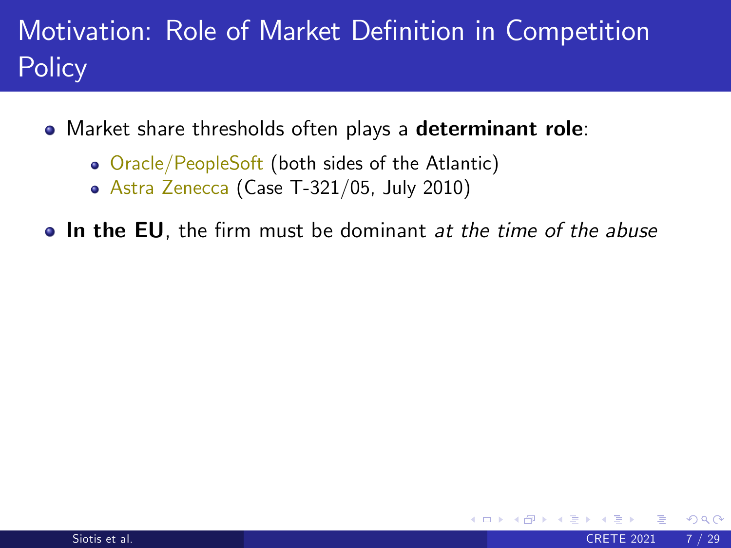# Motivation: Role of Market Definition in Competition Policy

- Market share thresholds often plays a **determinant role**:
  - Oracle/PeopleSoft (both sides of the Atlantic)
  - Astra Zenecca (Case T-321/05, July 2010)
- **In the EU**, the firm must be dominant *at the time of the abuse*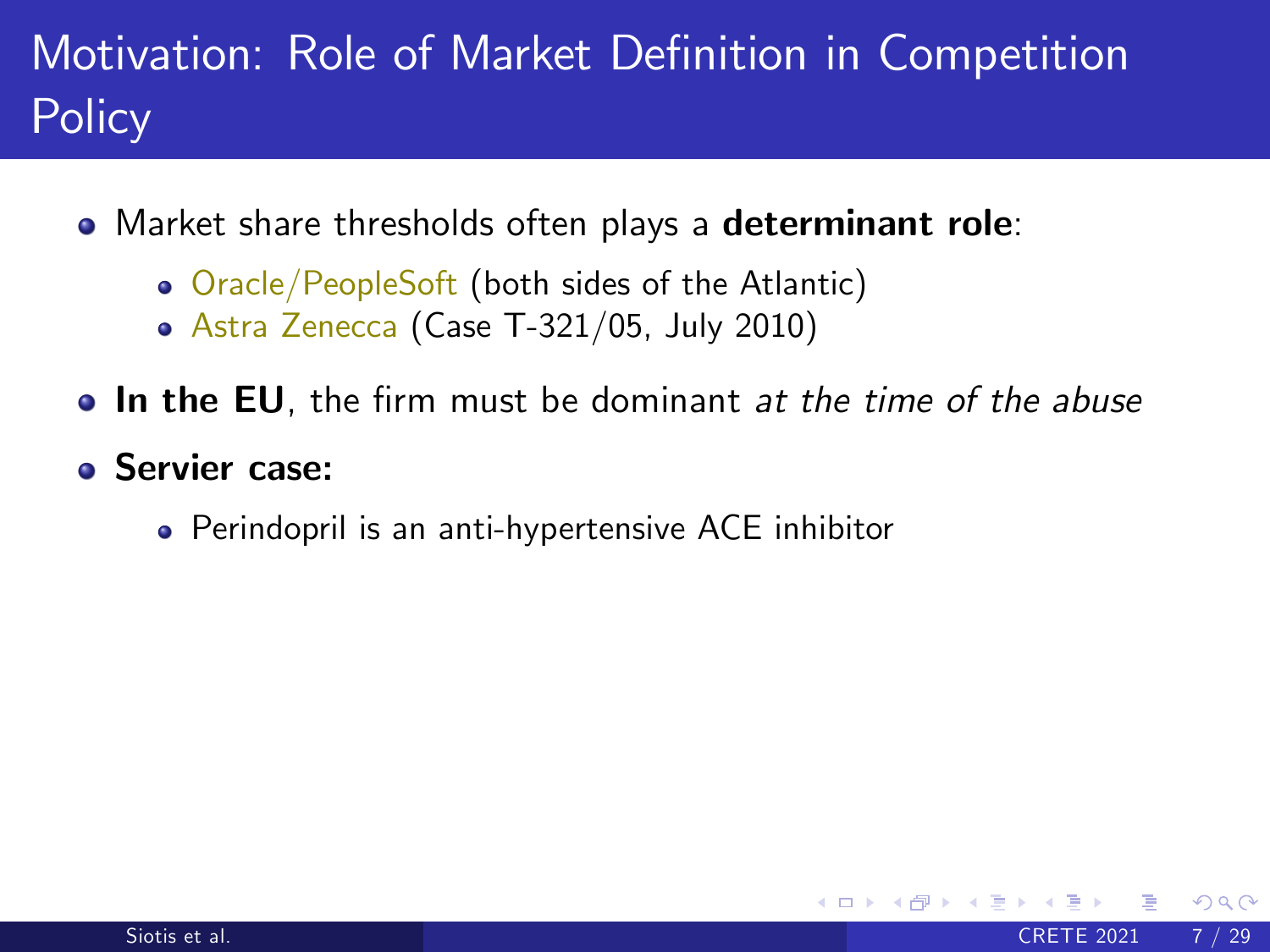# Motivation: Role of Market Definition in Competition Policy

- Market share thresholds often plays a **determinant role**:
  - Oracle/PeopleSoft (both sides of the Atlantic)
  - Astra Zenecca (Case T-321/05, July 2010)
- **In the EU**, the firm must be dominant *at the time of the abuse*
- **Servier case:**
  - Perindopril is an anti-hypertensive ACE inhibitor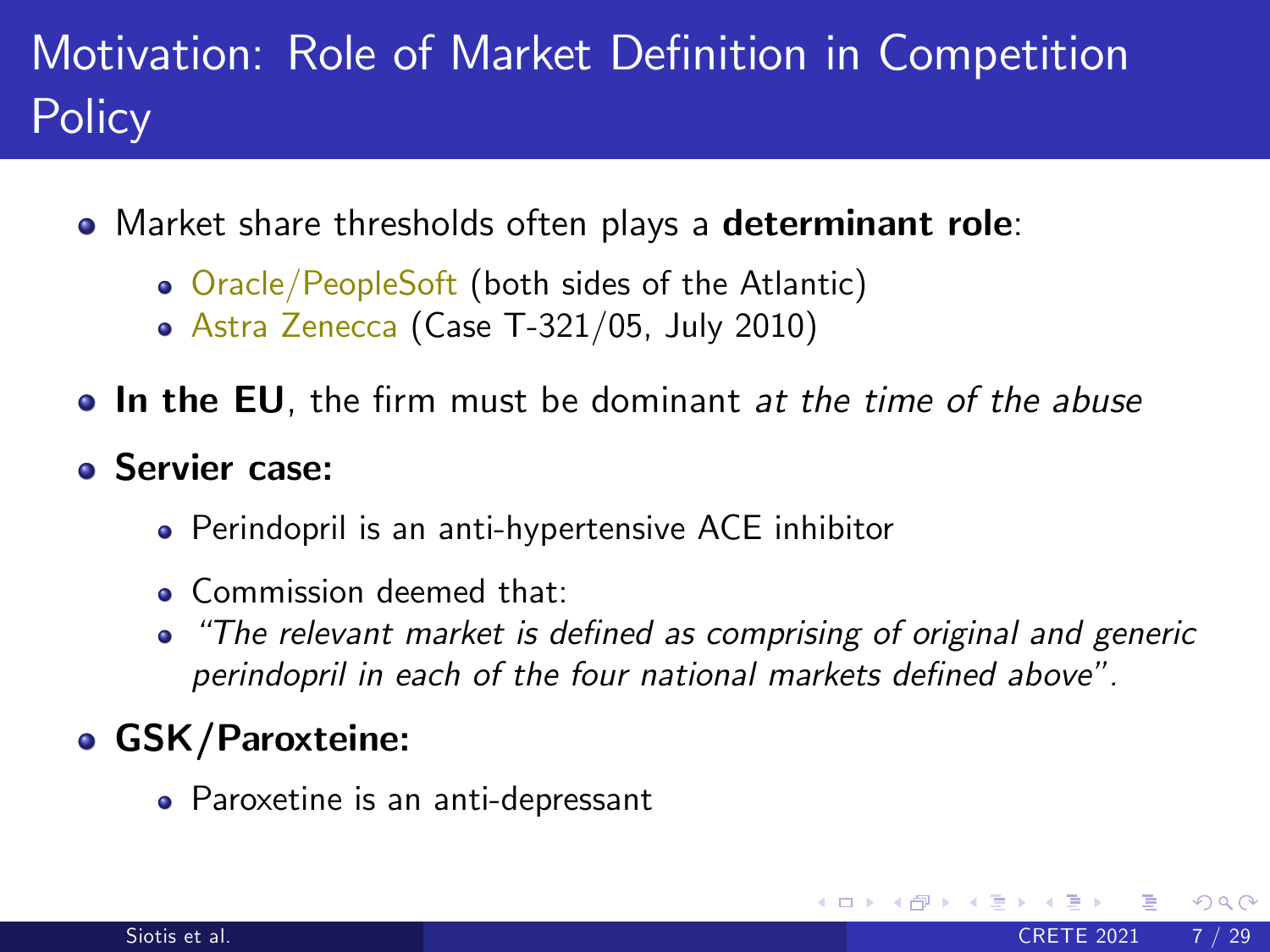# Motivation: Role of Market Definition in Competition Policy

- Market share thresholds often plays a **determinant role**:
  - Oracle/PeopleSoft (both sides of the Atlantic)
  - Astra Zenecca (Case T-321/05, July 2010)
- **In the EU**, the firm must be dominant *at the time of the abuse*
- **Servier case:**
  - Perindopril is an anti-hypertensive ACE inhibitor
  - Commission deemed that:
  - *"The relevant market is defined as comprising of original and generic perindopril in each of the four national markets defined above"*.
- **GSK/Paroxteine:**
  - Paroxetine is an anti-depressant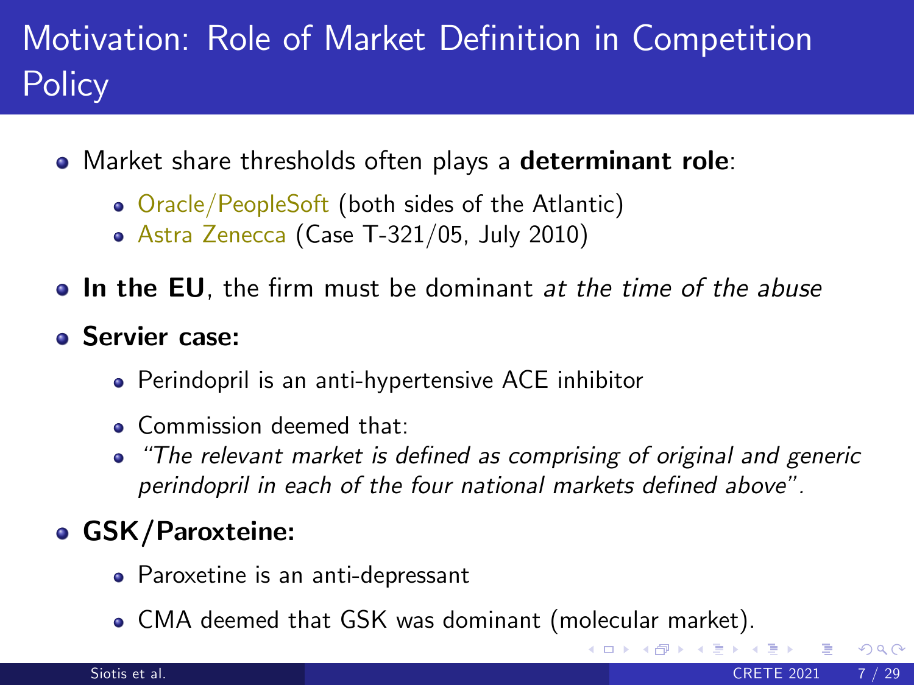# Motivation: Role of Market Definition in Competition Policy

- Market share thresholds often plays a **determinant role**:
  - Oracle/PeopleSoft (both sides of the Atlantic)
  - Astra Zenecca (Case T-321/05, July 2010)
- **In the EU**, the firm must be dominant *at the time of the abuse*
- **Servier case:**
  - Perindopril is an anti-hypertensive ACE inhibitor
  - Commission deemed that:
  - *"The relevant market is defined as comprising of original and generic perindopril in each of the four national markets defined above"*.
- **GSK/Paroxteine:**
  - Paroxetine is an anti-depressant
  - CMA deemed that GSK was dominant (molecular market).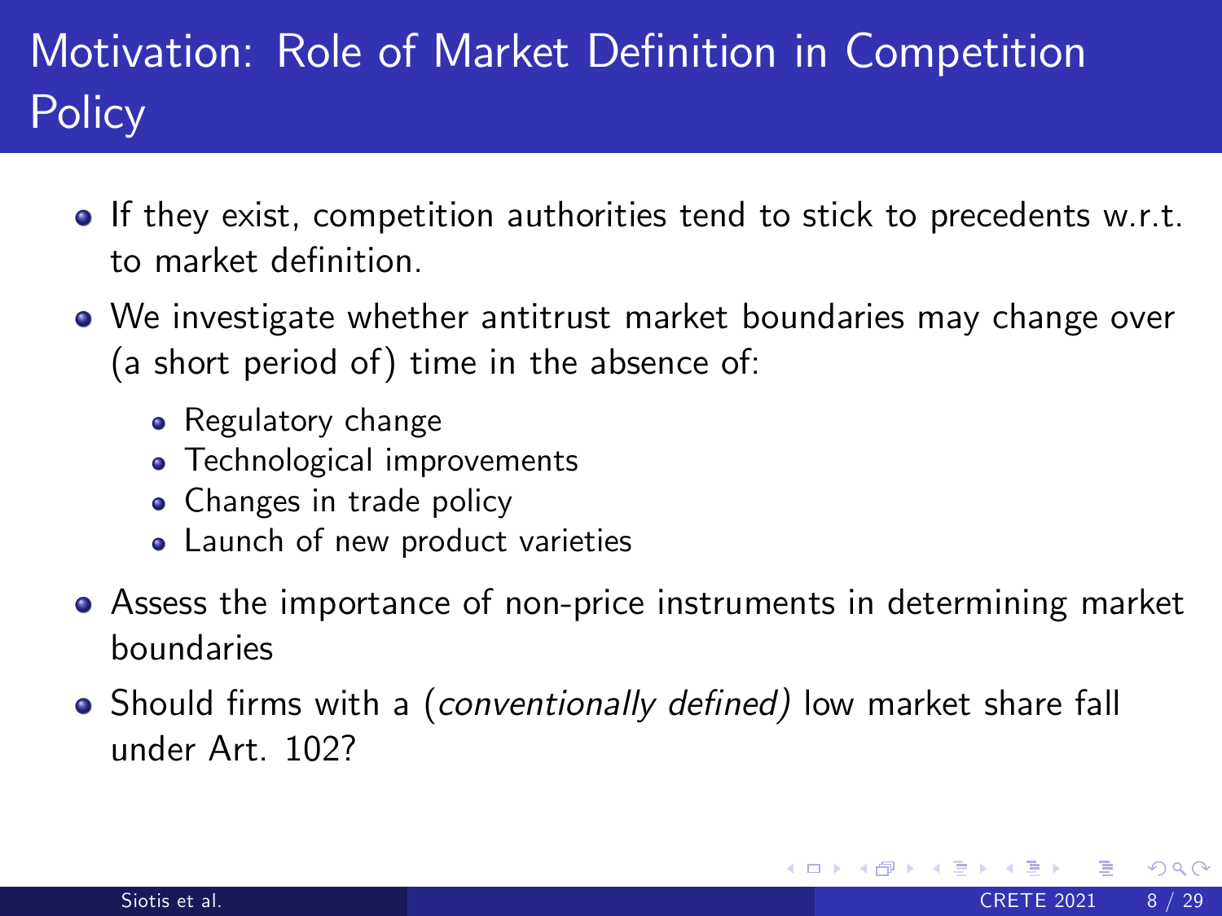# Motivation: Role of Market Definition in Competition Policy

- If they exist, competition authorities tend to stick to precedents w.r.t. to market definition.
- We investigate whether antitrust market boundaries may change over (a short period of) time in the absence of:
  - Regulatory change
  - Technological improvements
  - Changes in trade policy
  - Launch of new product varieties
- Assess the importance of non-price instruments in determining market boundaries
- Should firms with a (*conventionally defined*) low market share fall under Art. 102?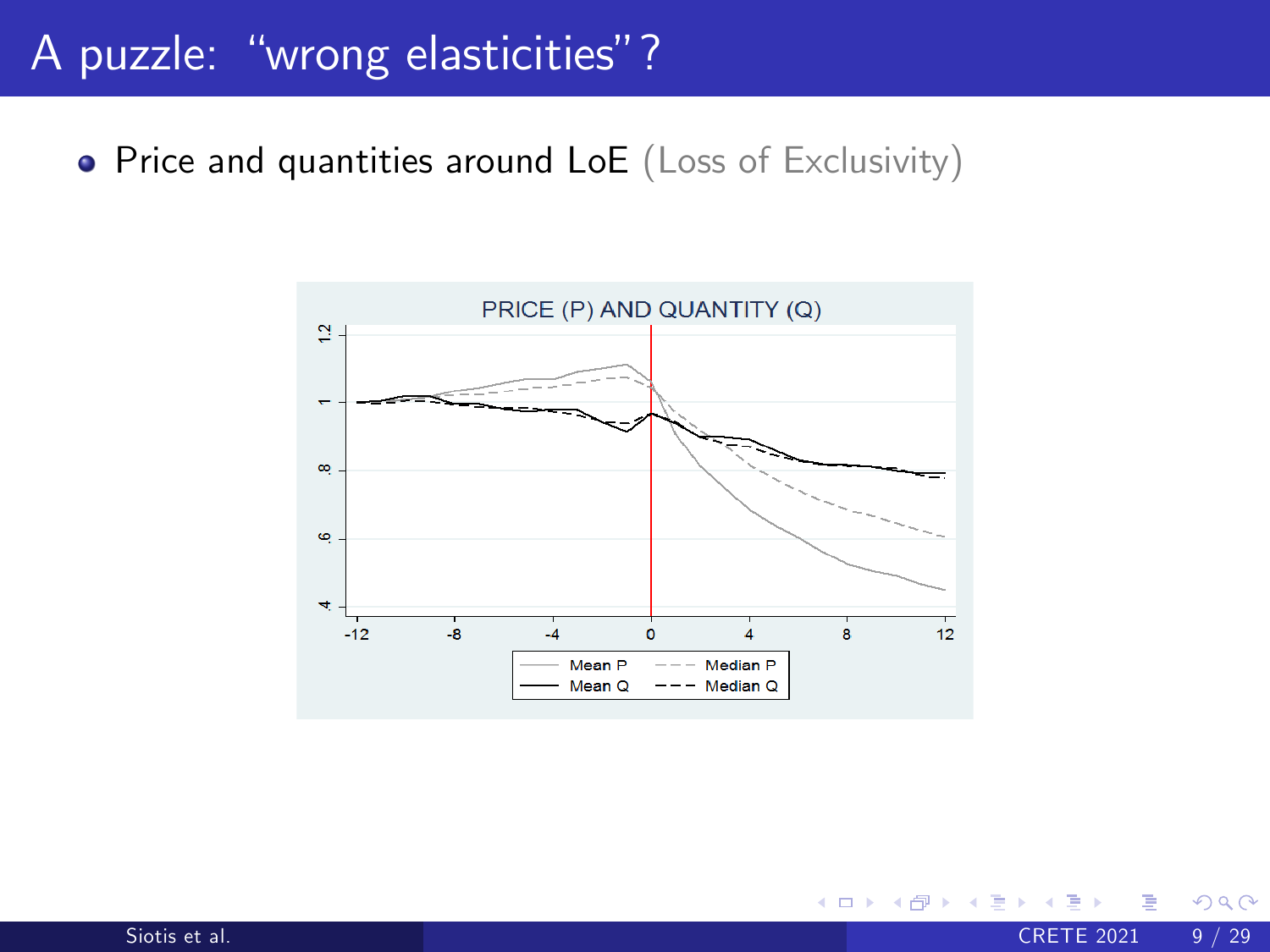# A puzzle: "wrong elasticities"?

- Price and quantities around LoE (Loss of Exclusivity)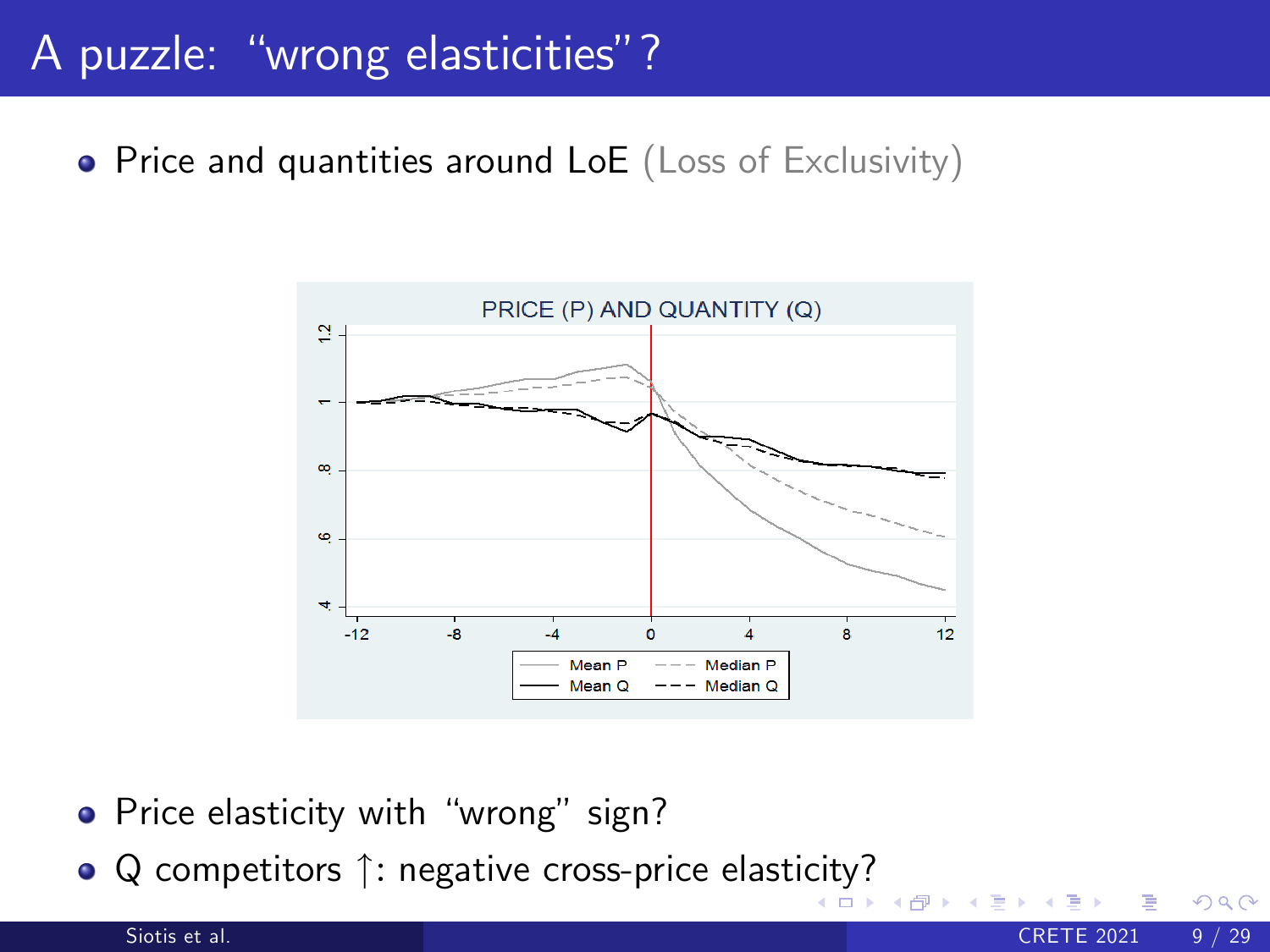# A puzzle: "wrong elasticities"?

- Price and quantities around LoE (Loss of Exclusivity)

PRICE (P) AND QUANTITY (Q)

- Price elasticity with "wrong" sign?
- Q competitors ↑: negative cross-price elasticity?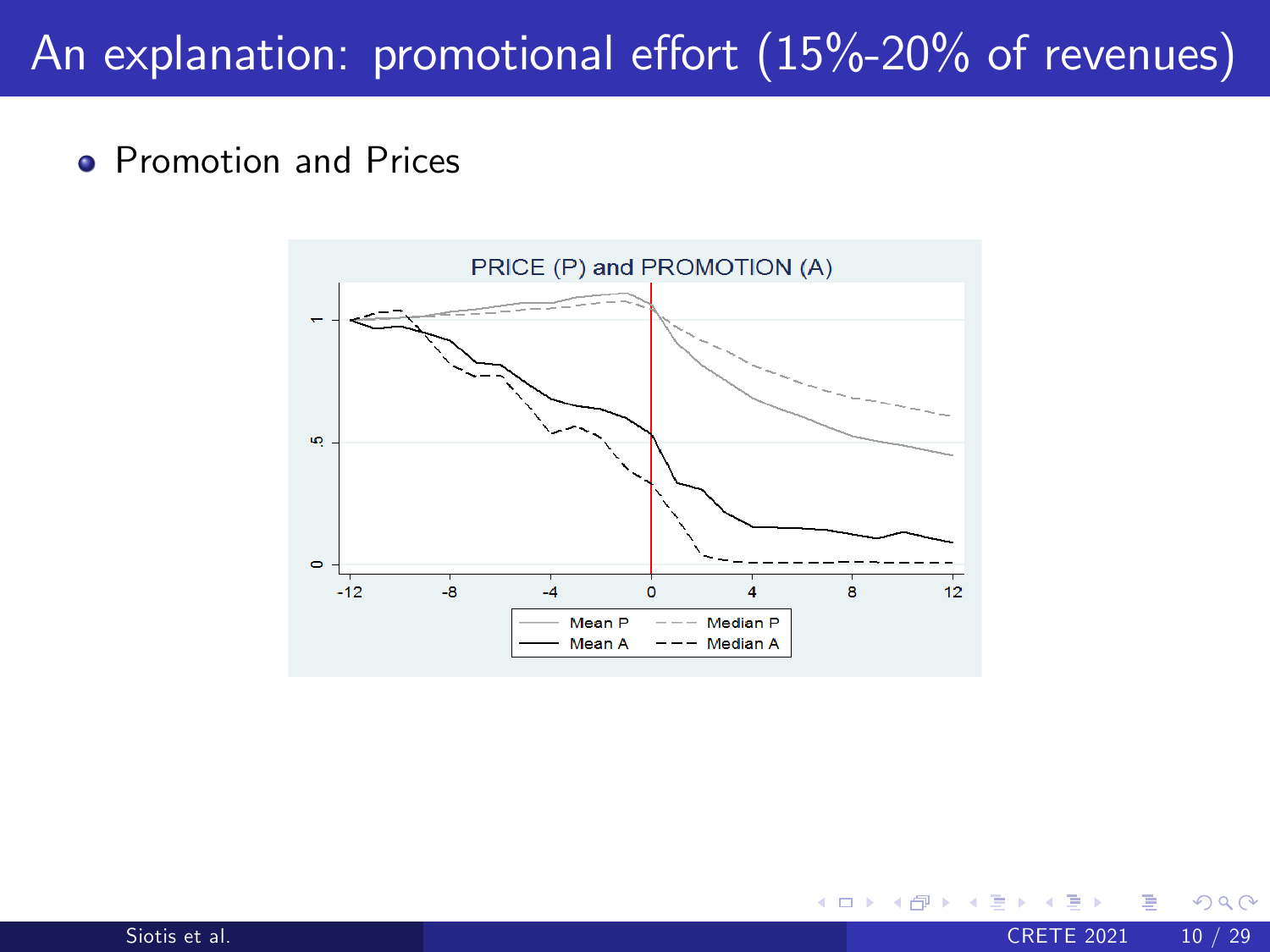# An explanation: promotional effort (15%-20% of revenues)

- Promotion and Prices

PRICE (P) and PROMOTION (A)

Mean P — Median P — Mean A — Median A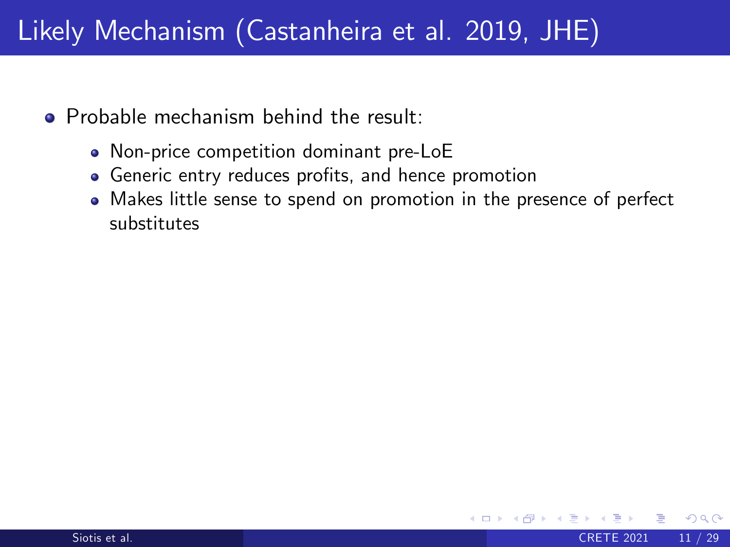# Likely Mechanism (Castanheira et al. 2019, JHE)

- Probable mechanism behind the result:
  - Non-price competition dominant pre-LoE
  - Generic entry reduces profits, and hence promotion
  - Makes little sense to spend on promotion in the presence of perfect substitutes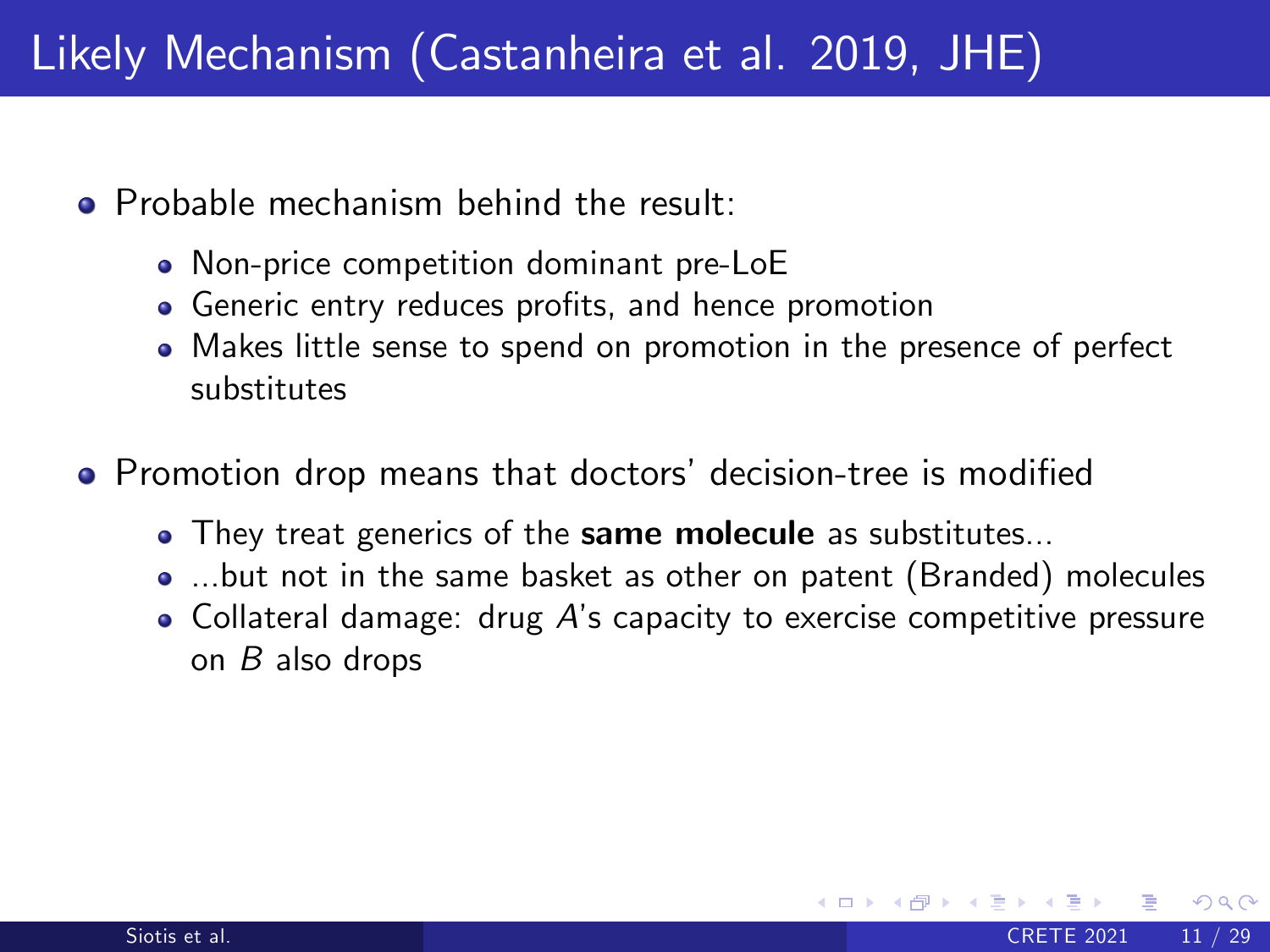# Likely Mechanism (Castanheira et al. 2019, JHE)

- Probable mechanism behind the result:
  - Non-price competition dominant pre-LoE
  - Generic entry reduces profits, and hence promotion
  - Makes little sense to spend on promotion in the presence of perfect substitutes
- Promotion drop means that doctors' decision-tree is modified
  - They treat generics of the **same molecule** as substitutes...
  - ...but not in the same basket as other on patent (Branded) molecules
  - Collateral damage: drug $A$'s capacity to exercise competitive pressure on $B$ also drops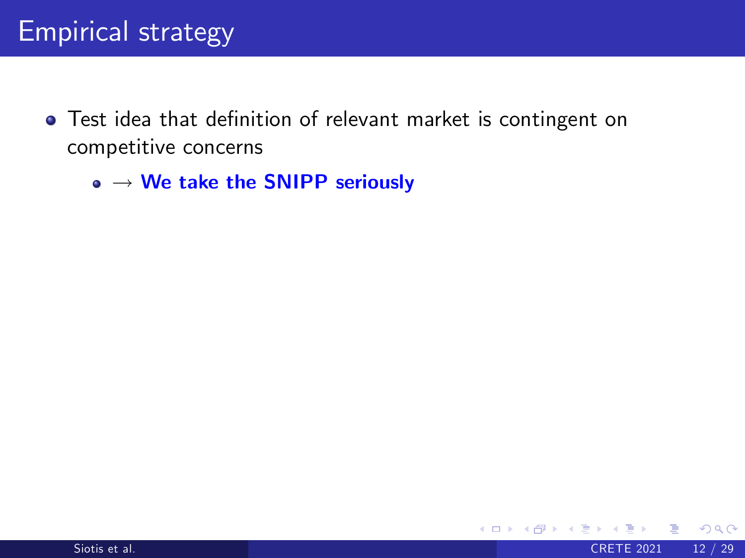# Empirical strategy

- Test idea that definition of relevant market is contingent on competitive concerns
  - $\rightarrow$ **We take the SNIPP seriously**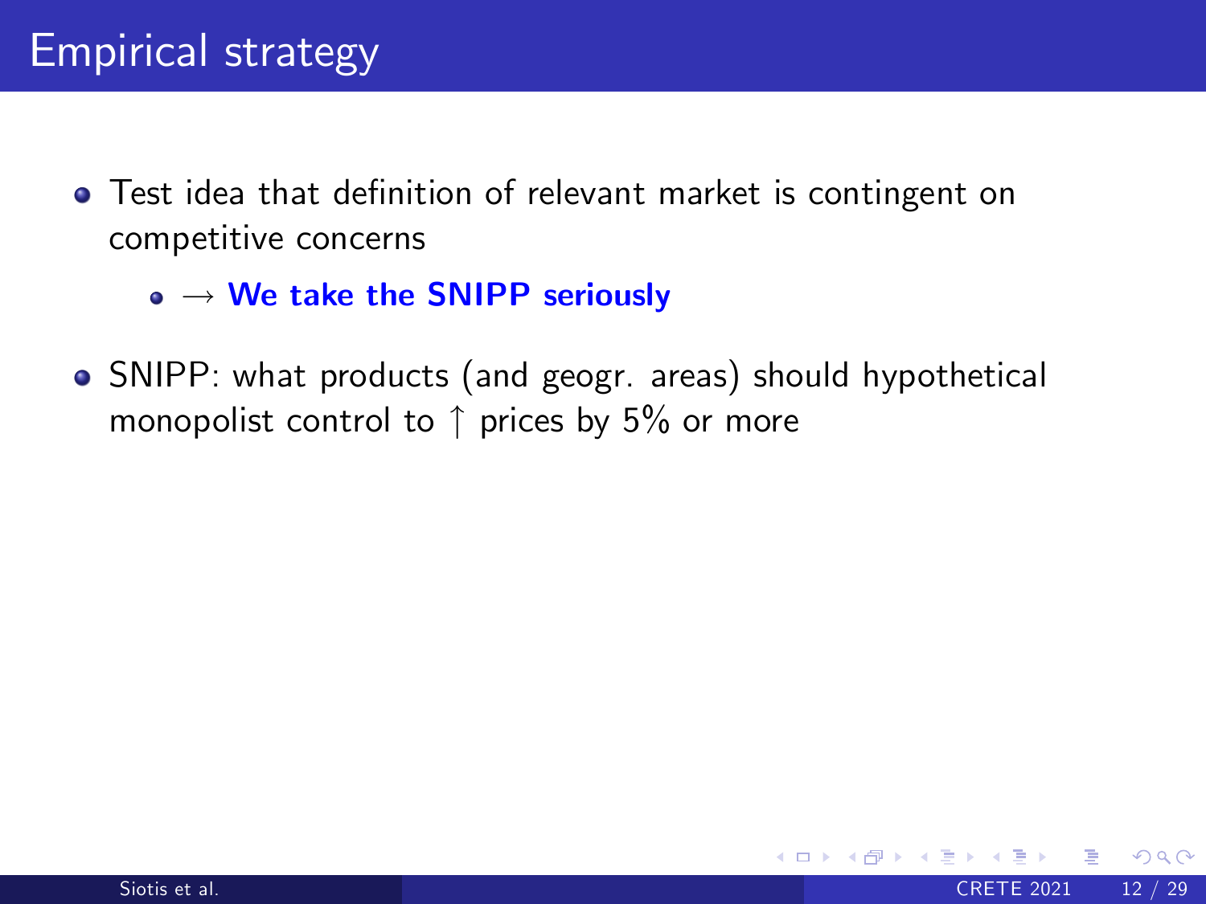# Empirical strategy

- Test idea that definition of relevant market is contingent on competitive concerns
  - $\rightarrow$ **We take the SNIPP seriously**
- SNIPP: what products (and geogr. areas) should hypothetical monopolist control to $\uparrow$ prices by 5% or more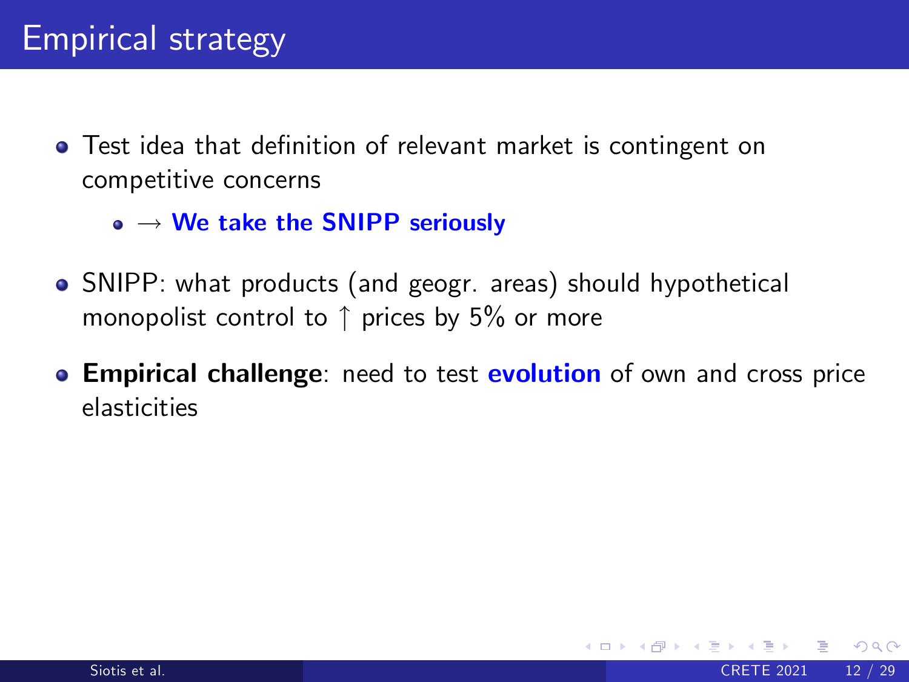# Empirical strategy

- Test idea that definition of relevant market is contingent on competitive concerns
  - $\rightarrow$ **We take the SNIPP seriously**
- SNIPP: what products (and geogr. areas) should hypothetical monopolist control to $\uparrow$ prices by 5% or more
- **Empirical challenge**: need to test **evolution** of own and cross price elasticities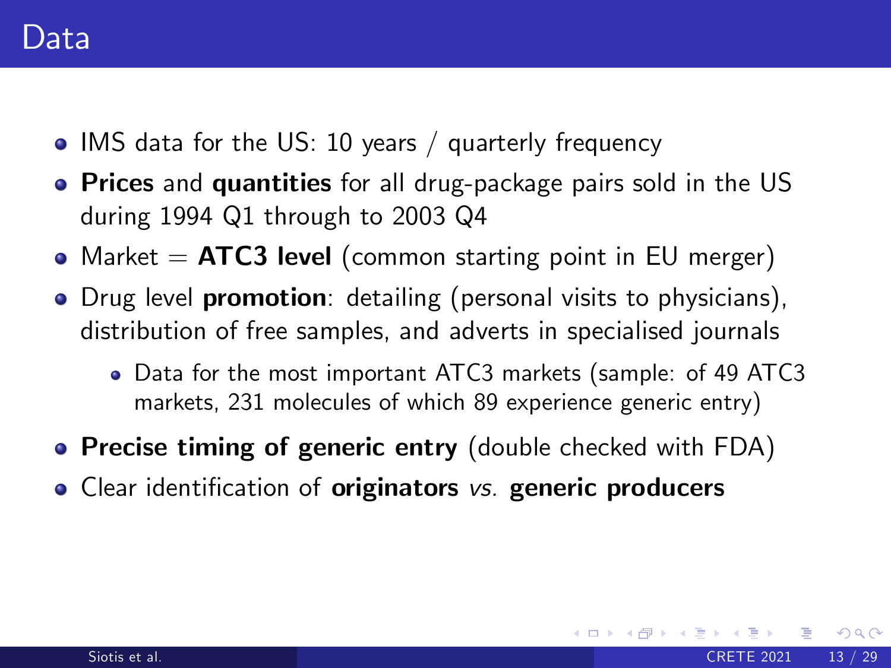# Data

- IMS data for the US: 10 years / quarterly frequency
- **Prices** and **quantities** for all drug-package pairs sold in the US during 1994 Q1 through to 2003 Q4
- Market = **ATC3 level** (common starting point in EU merger)
- Drug level **promotion**: detailing (personal visits to physicians), distribution of free samples, and adverts in specialised journals
  - Data for the most important ATC3 markets (sample: of 49 ATC3 markets, 231 molecules of which 89 experience generic entry)
- **Precise timing of generic entry** (double checked with FDA)
- Clear identification of **originators** *vs.* **generic producers**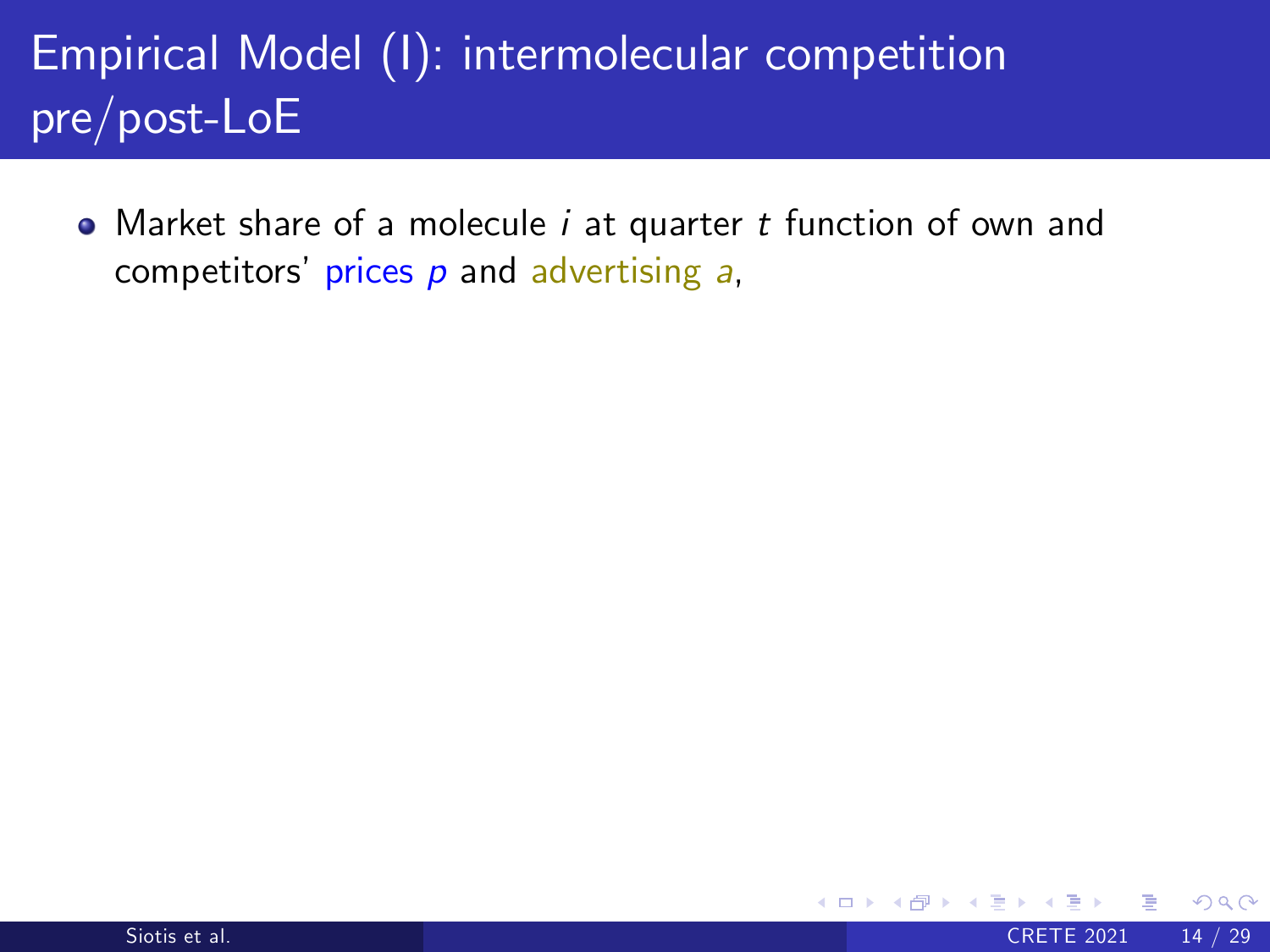# Empirical Model (I): intermolecular competition pre/post-LoE

- Market share of a molecule $i$ at quarter $t$ function of own and competitors' prices $p$ and advertising $a$,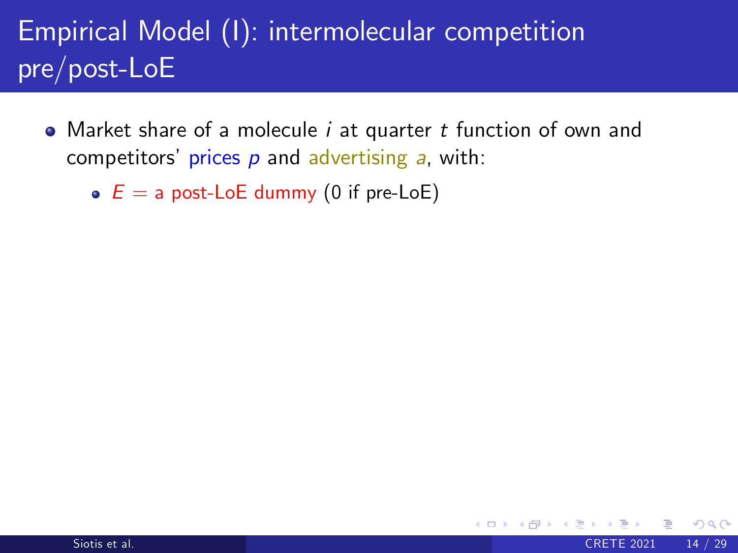# Empirical Model (I): intermolecular competition pre/post-LoE

- Market share of a molecule $i$ at quarter $t$ function of own and competitors' prices $p$ and advertising $a$, with:
  - $E$ = a post-LoE dummy (0 if pre-LoE)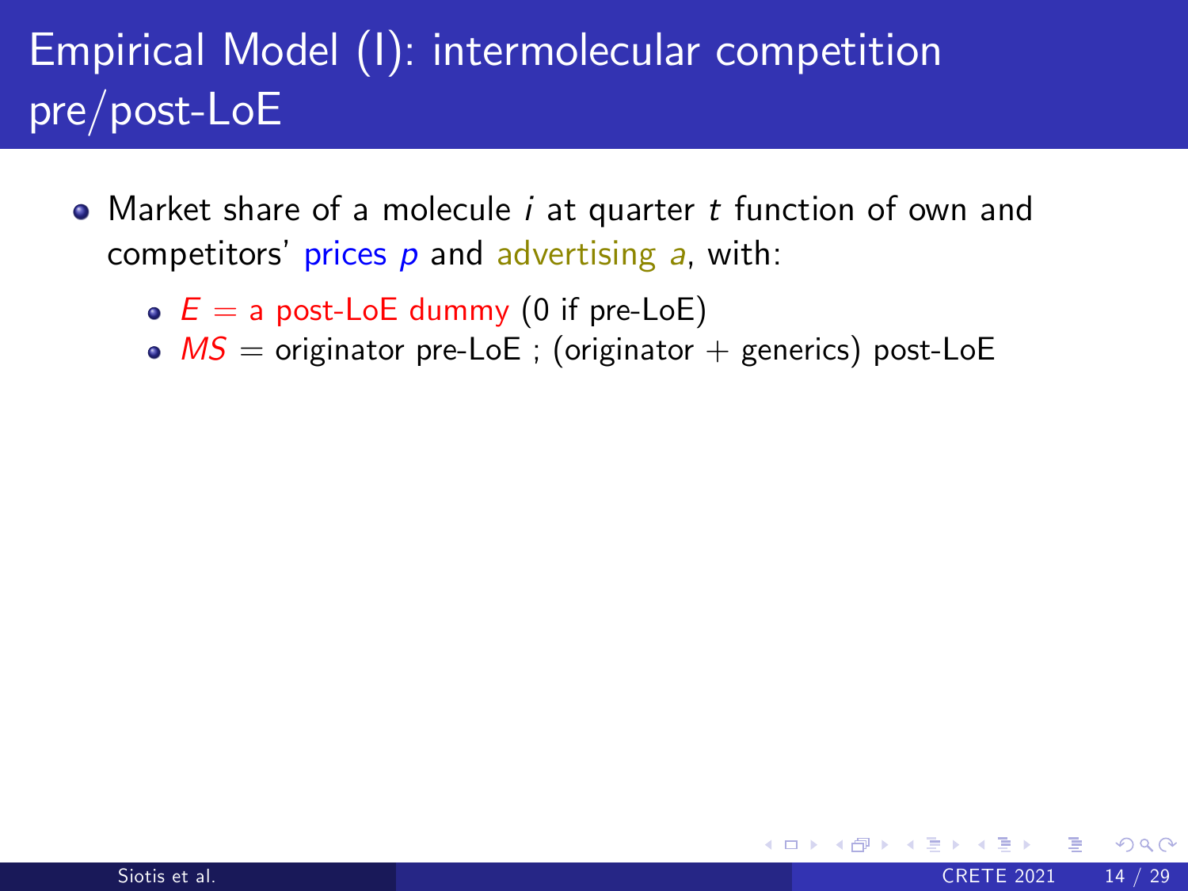# Empirical Model (I): intermolecular competition pre/post-LoE

- Market share of a molecule $i$ at quarter $t$ function of own and competitors' prices $p$ and advertising $a$, with:
  - $E$ = a post-LoE dummy (0 if pre-LoE)
  - $MS$ = originator pre-LoE ; (originator + generics) post-LoE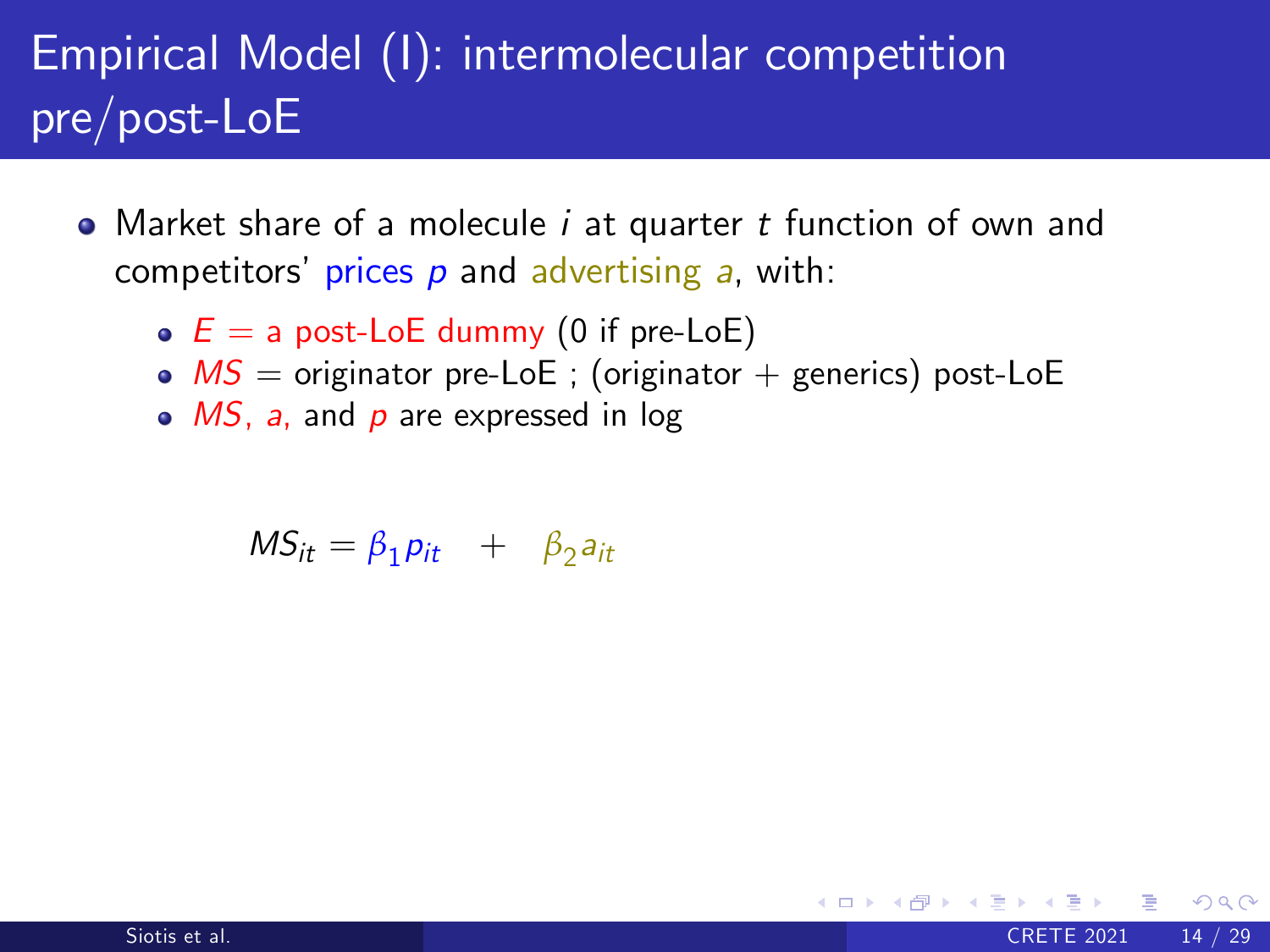# Empirical Model (I): intermolecular competition pre/post-LoE

- Market share of a molecule $i$ at quarter $t$ function of own and competitors' prices $p$ and advertising $a$, with:
  - $E$ = a post-LoE dummy (0 if pre-LoE)
  - $MS$ = originator pre-LoE ; (originator + generics) post-LoE
  - $MS$, $a$, and $p$ are expressed in log

$$MS_{it} = \beta_1 p_{it} \quad + \quad \beta_2 a_{it}$$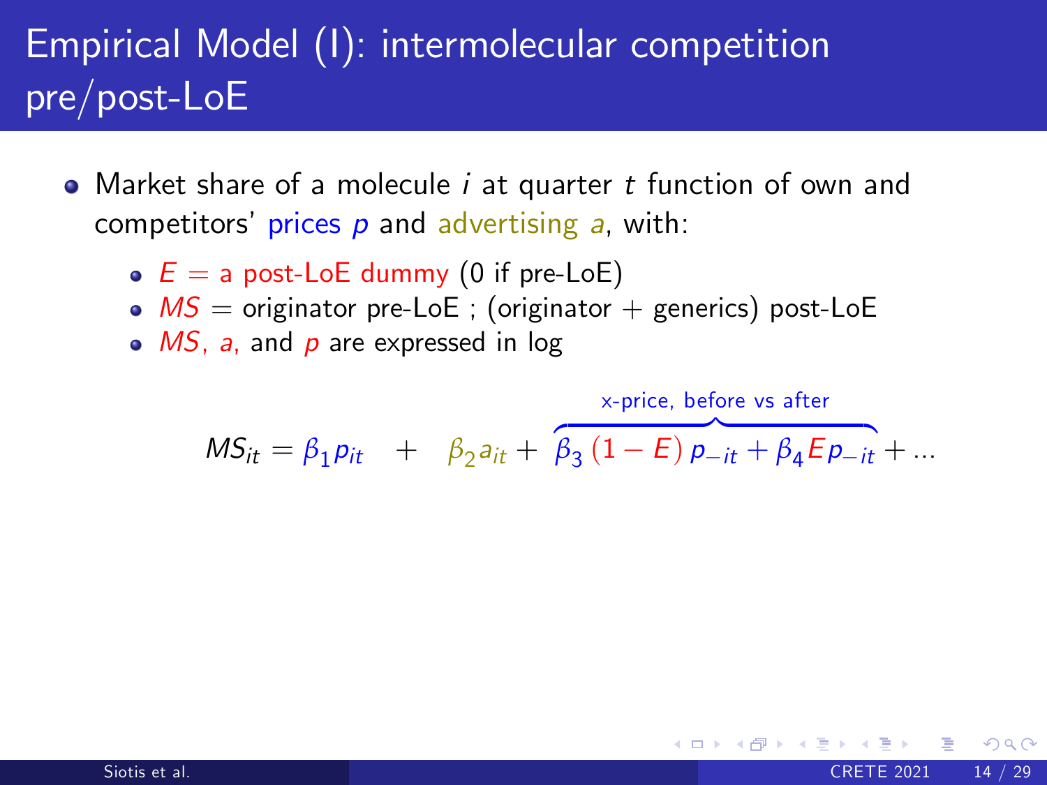# Empirical Model (I): intermolecular competition pre/post-LoE

- Market share of a molecule $i$ at quarter $t$ function of own and competitors' prices $p$ and advertising $a$, with:
  - $E$ = a post-LoE dummy (0 if pre-LoE)
  - $MS$ = originator pre-LoE ; (originator + generics) post-LoE
  - $MS$, $a$, and $p$ are expressed in log

$$MS_{it} = \beta_1 p_{it} + \beta_2 a_{it} + \overbrace{\beta_3 (1 - E) p_{-it} + \beta_4 E p_{-it}}^{\text{x-price, before vs after}} + \ldots$$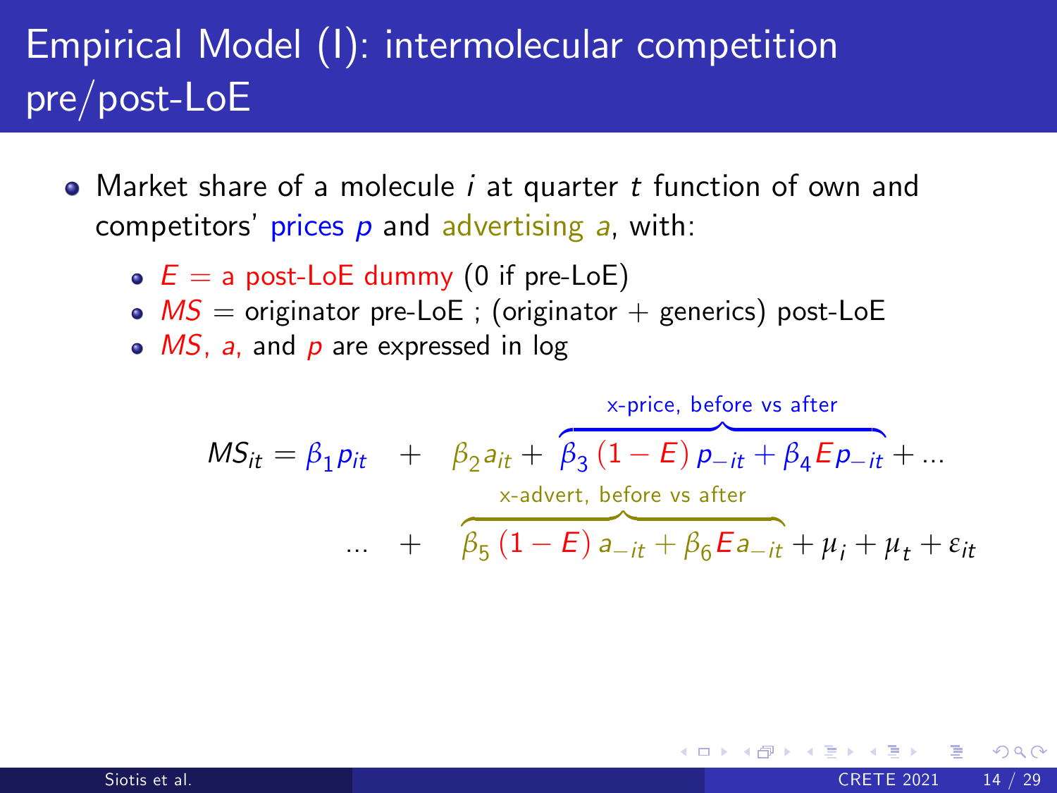# Empirical Model (I): intermolecular competition pre/post-LoE

- Market share of a molecule $i$ at quarter $t$ function of own and competitors' prices $p$ and advertising $a$, with:
  - $E$ = a post-LoE dummy (0 if pre-LoE)
  - $MS$ = originator pre-LoE ; (originator + generics) post-LoE
  - $MS$, $a$, and $p$ are expressed in log

$$
MS_{it} = \beta_1 p_{it} \quad + \quad \beta_2 a_{it} + \overbrace{\beta_3 (1 - E)\, p_{-it} + \beta_4 E p_{-it}}^{\text{x-price, before vs after}} + \dots
$$

$$
\dots \quad + \quad \overbrace{\beta_5 (1 - E)\, a_{-it} + \beta_6 E a_{-it}}^{\text{x-advert, before vs after}} + \mu_i + \mu_t + \varepsilon_{it}
$$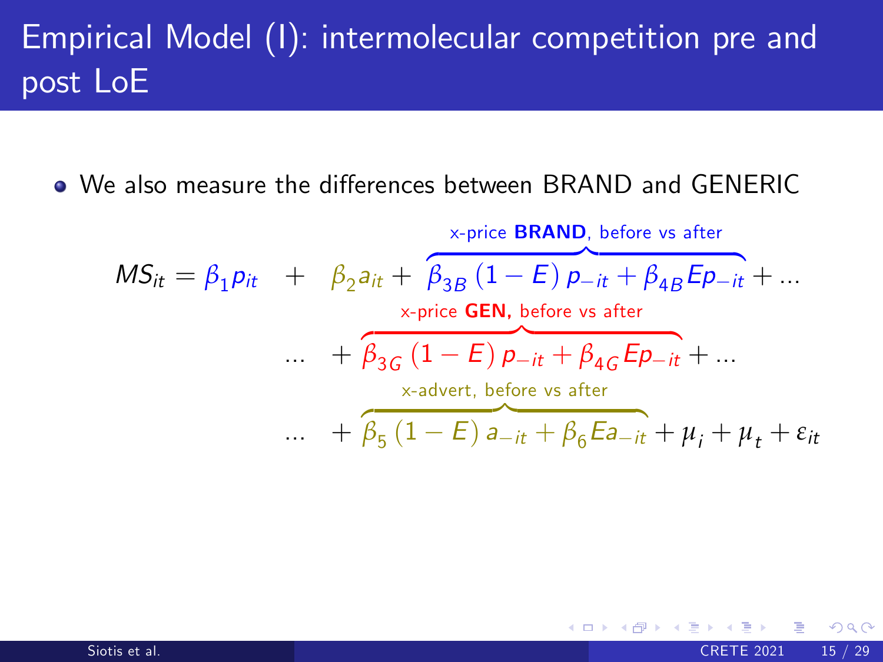# Empirical Model (I): intermolecular competition pre and post LoE

- We also measure the differences between BRAND and GENERIC

$$
\begin{aligned}
MS_{it} = \beta_1 p_{it} \quad + \quad & \beta_2 a_{it} + \overbrace{\beta_{3B}\left(1-E\right)p_{-it} + \beta_{4B} E p_{-it}}^{\text{x-price } \textbf{BRAND}\text{, before vs after}} + \ldots \\
\ldots \quad + & \overbrace{\beta_{3G}\left(1-E\right)p_{-it} + \beta_{4G} E p_{-it}}^{\text{x-price } \textbf{GEN,} \text{ before vs after}} + \ldots \\
\ldots \quad + & \overbrace{\beta_5\left(1-E\right)a_{-it} + \beta_6 E a_{-it}}^{\text{x-advert, before vs after}} + \mu_i + \mu_t + \varepsilon_{it}
\end{aligned}
$$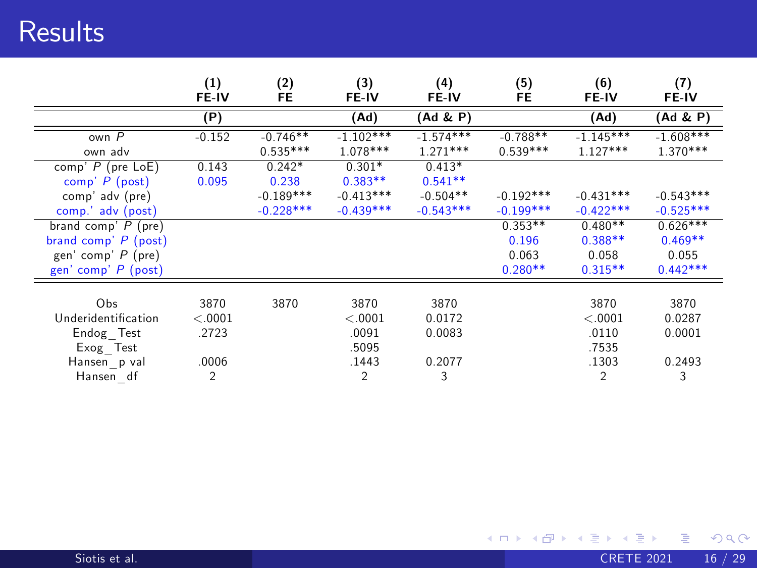# Results

| | (1) FE-IV | (2) FE | (3) FE-IV | (4) FE-IV | (5) FE | (6) FE-IV | (7) FE-IV |
|---|---|---|---|---|---|---|---|
| | (P) | | (Ad) | (Ad & P) | | (Ad) | (Ad & P) |
| own $P$ | -0.152 | -0.746** | -1.102*** | -1.574*** | -0.788** | -1.145*** | -1.608*** |
| own adv | | 0.535*** | 1.078*** | 1.271*** | 0.539*** | 1.127*** | 1.370*** |
| comp' $P$ (pre LoE) | 0.143 | 0.242* | 0.301* | 0.413* | | | |
| comp' $P$ (post) | 0.095 | 0.238 | 0.383** | 0.541** | | | |
| comp' adv (pre) | | -0.189*** | -0.413*** | -0.504** | -0.192*** | -0.431*** | -0.543*** |
| comp.' adv (post) | | -0.228*** | -0.439*** | -0.543*** | -0.199*** | -0.422*** | -0.525*** |
| brand comp' $P$ (pre) | | | | | 0.353** | 0.480** | 0.626*** |
| brand comp' $P$ (post) | | | | | 0.196 | 0.388** | 0.469** |
| gen' comp' $P$ (pre) | | | | | 0.063 | 0.058 | 0.055 |
| gen' comp' $P$ (post) | | | | | 0.280** | 0.315** | 0.442*** |
| Obs | 3870 | 3870 | 3870 | 3870 | | 3870 | 3870 |
| Underidentification | <.0001 | | <.0001 | 0.0172 | | <.0001 | 0.0287 |
| Endog_Test | .2723 | | .0091 | 0.0083 | | .0110 | 0.0001 |
| Exog_Test | | | .5095 | | | .7535 | |
| Hansen_p val | .0006 | | .1443 | 0.2077 | | .1303 | 0.2493 |
| Hansen_df | 2 | | 2 | 3 | | 2 | 3 |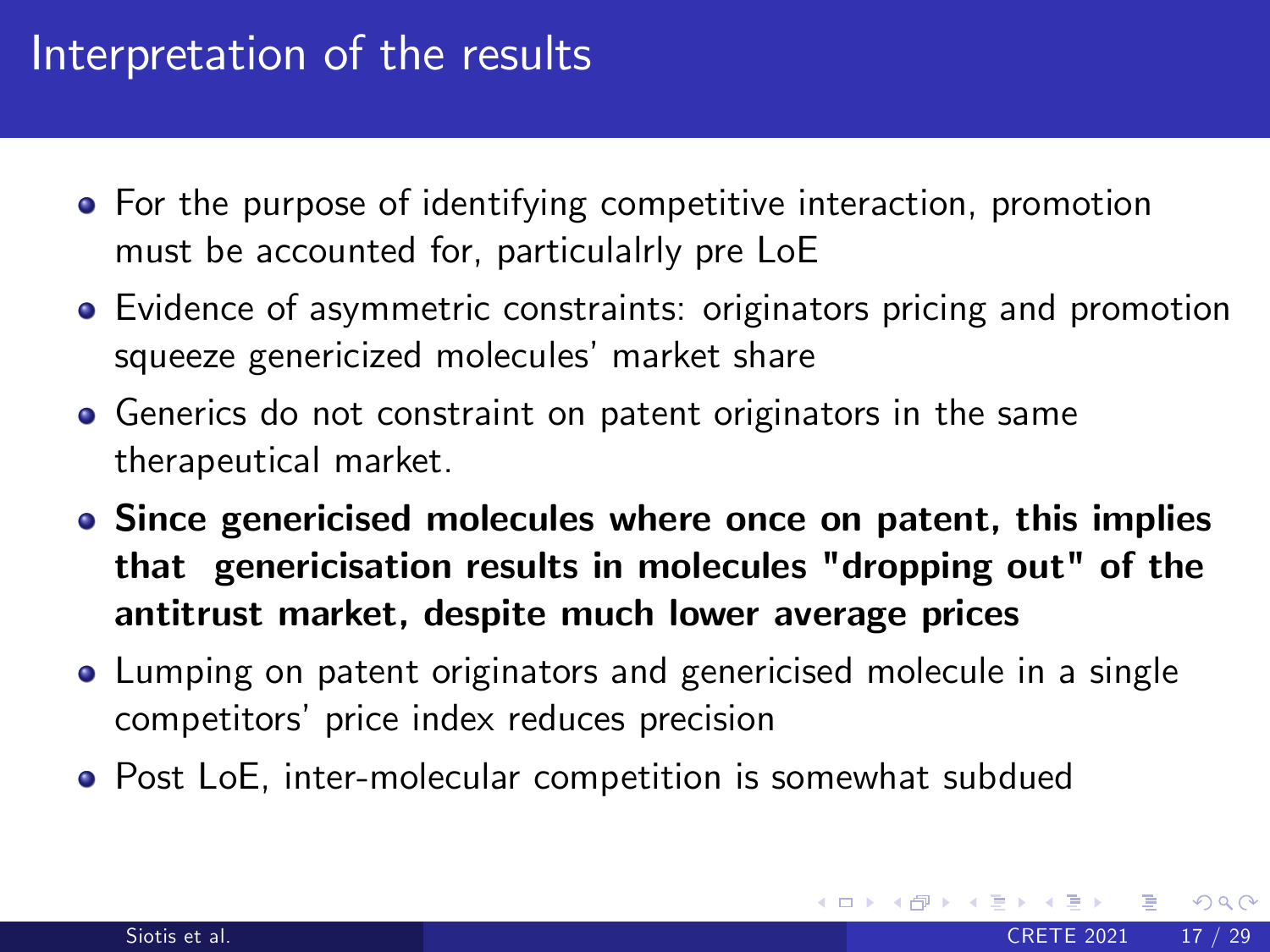# Interpretation of the results

- For the purpose of identifying competitive interaction, promotion must be accounted for, particulalrly pre LoE
- Evidence of asymmetric constraints: originators pricing and promotion squeeze genericized molecules' market share
- Generics do not constraint on patent originators in the same therapeutical market.
- **Since genericised molecules where once on patent, this implies that genericisation results in molecules "dropping out" of the antitrust market, despite much lower average prices**
- Lumping on patent originators and genericised molecule in a single competitors' price index reduces precision
- Post LoE, inter-molecular competition is somewhat subdued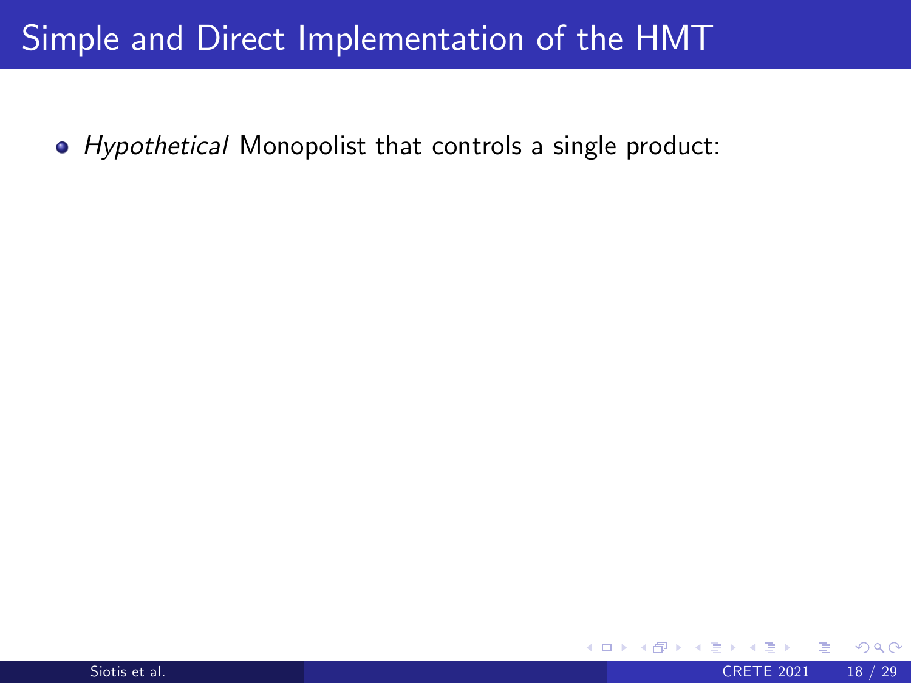# Simple and Direct Implementation of the HMT

- *Hypothetical* Monopolist that controls a single product: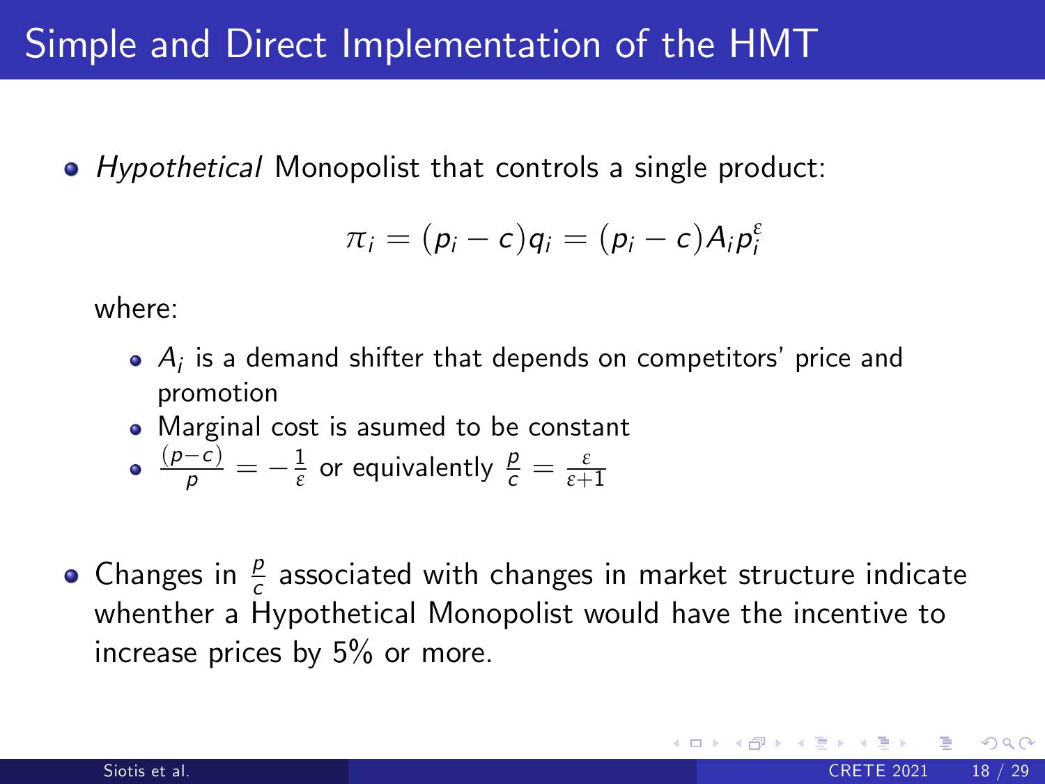# Simple and Direct Implementation of the HMT

- *Hypothetical* Monopolist that controls a single product:

$$\pi_i = (p_i - c)q_i = (p_i - c)A_i p_i^{\varepsilon}$$

  where:

  - $A_i$ is a demand shifter that depends on competitors' price and promotion
  - Marginal cost is asumed to be constant
  - $\frac{(p-c)}{p} = -\frac{1}{\varepsilon}$ or equivalently $\frac{p}{c} = \frac{\varepsilon}{\varepsilon+1}$

- Changes in $\frac{p}{c}$ associated with changes in market structure indicate whenther a Hypothetical Monopolist would have the incentive to increase prices by 5% or more.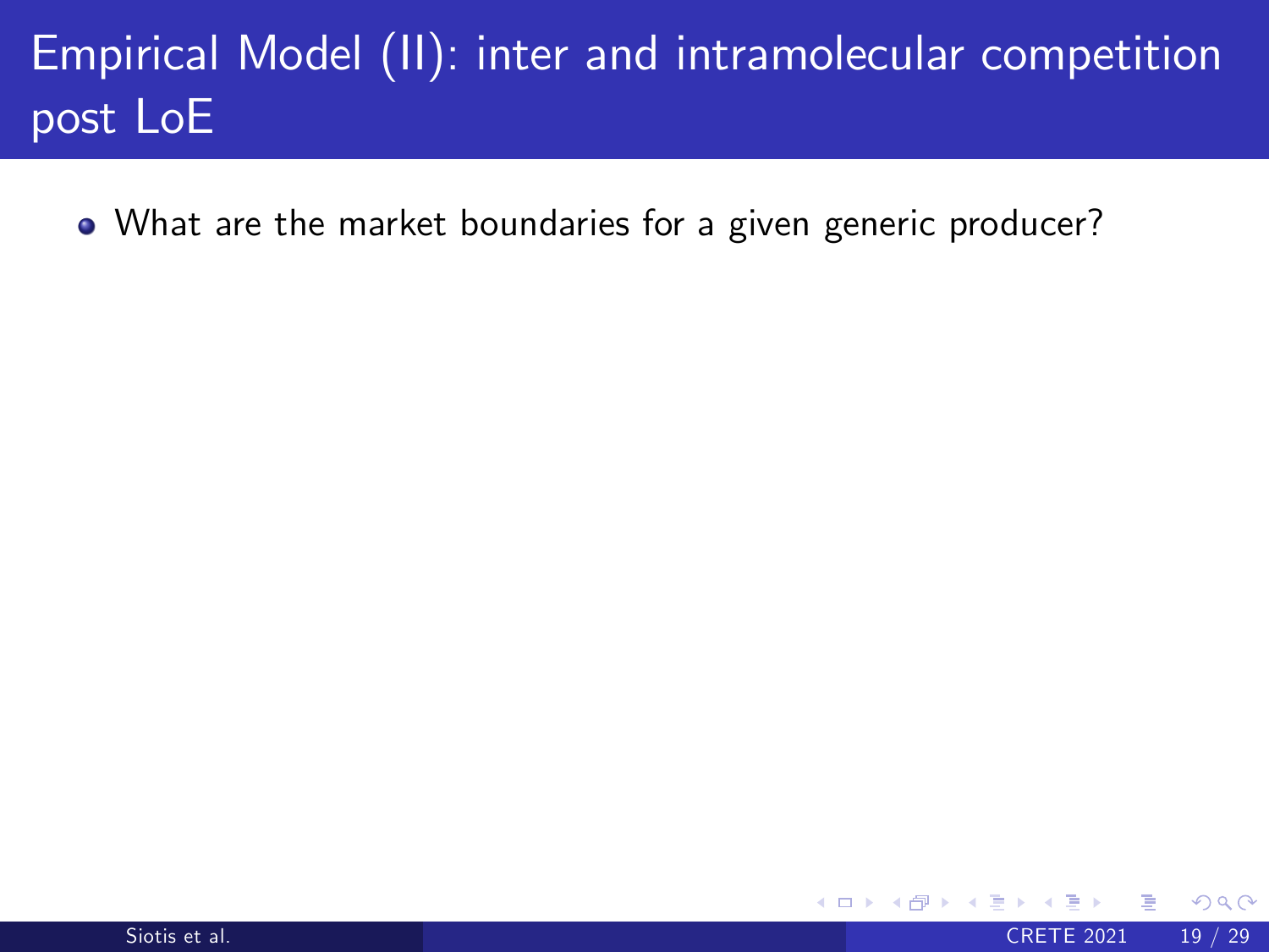# Empirical Model (II): inter and intramolecular competition post LoE

- What are the market boundaries for a given generic producer?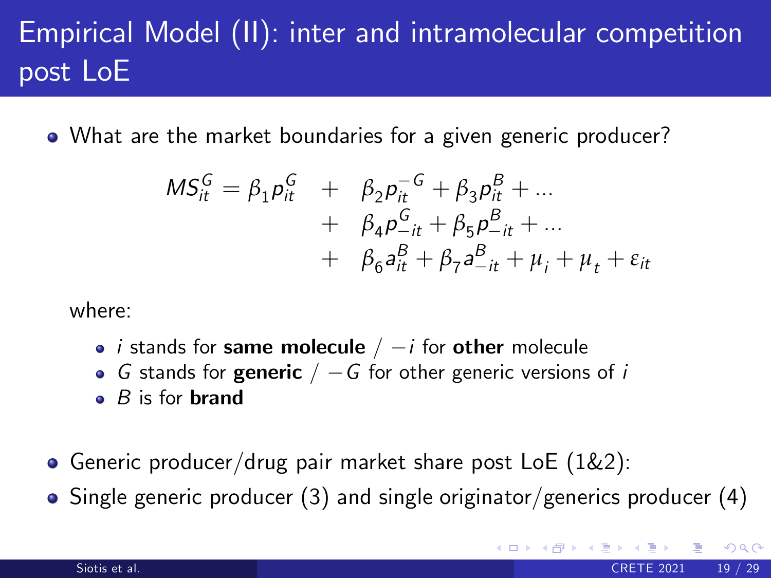# Empirical Model (II): inter and intramolecular competition post LoE

- What are the market boundaries for a given generic producer?

$$
\begin{aligned}
MS_{it}^{G} = \beta_1 p_{it}^{G} \quad & + \quad \beta_2 p_{it}^{-G} + \beta_3 p_{it}^{B} + \ldots \\
& + \quad \beta_4 p_{-it}^{G} + \beta_5 p_{-it}^{B} + \ldots \\
& + \quad \beta_6 a_{it}^{B} + \beta_7 a_{-it}^{B} + \mu_i + \mu_t + \varepsilon_{it}
\end{aligned}
$$

where:

- $i$ stands for **same molecule** / $-i$ for **other** molecule
- $G$ stands for **generic** / $-G$ for other generic versions of $i$
- $B$ is for **brand**

- Generic producer/drug pair market share post LoE (1&2):
- Single generic producer (3) and single originator/generics producer (4)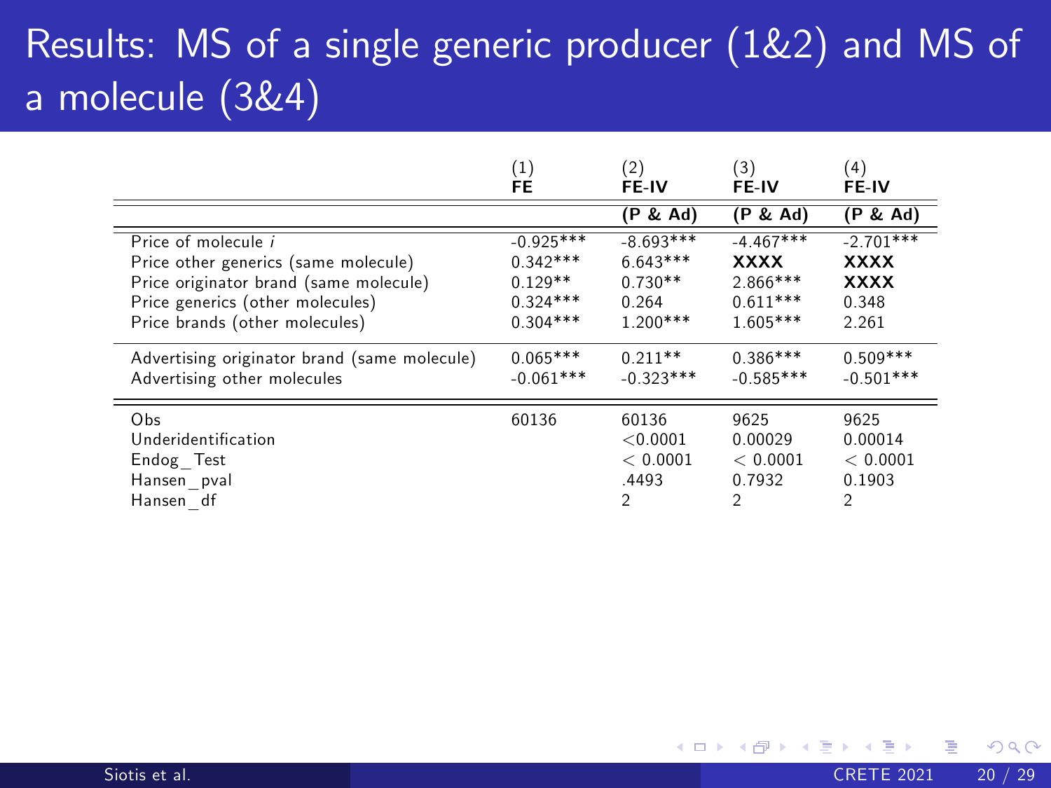# Results: MS of a single generic producer (1&2) and MS of a molecule (3&4)

| | (1) FE | (2) FE-IV | (3) FE-IV | (4) FE-IV |
|---|---|---|---|---|
| | | **(P & Ad)** | **(P & Ad)** | **(P & Ad)** |
| Price of molecule *i* | -0.925*** | -8.693*** | -4.467*** | -2.701*** |
| Price other generics (same molecule) | 0.342*** | 6.643*** | **XXXX** | **XXXX** |
| Price originator brand (same molecule) | 0.129** | 0.730** | 2.866*** | **XXXX** |
| Price generics (other molecules) | 0.324*** | 0.264 | 0.611*** | 0.348 |
| Price brands (other molecules) | 0.304*** | 1.200*** | 1.605*** | 2.261 |
| Advertising originator brand (same molecule) | 0.065*** | 0.211** | 0.386*** | 0.509*** |
| Advertising other molecules | -0.061*** | -0.323*** | -0.585*** | -0.501*** |
| Obs | 60136 | 60136 | 9625 | 9625 |
| Underidentification | | <0.0001 | 0.00029 | 0.00014 |
| Endog_Test | | < 0.0001 | < 0.0001 | < 0.0001 |
| Hansen_pval | | .4493 | 0.7932 | 0.1903 |
| Hansen_df | | 2 | 2 | 2 |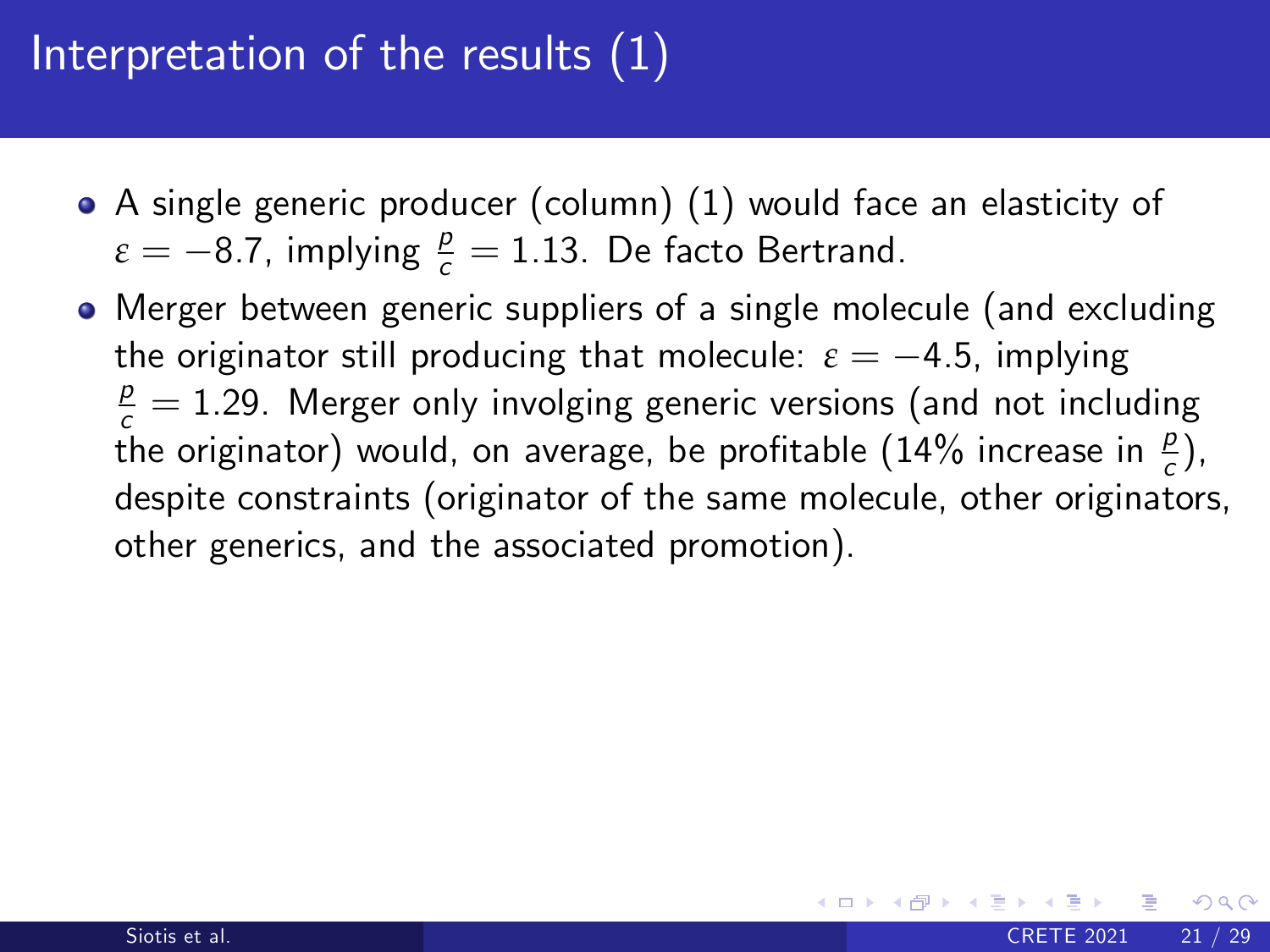# Interpretation of the results (1)

- A single generic producer (column) (1) would face an elasticity of $\varepsilon = -8.7$, implying $\frac{p}{c} = 1.13$. De facto Bertrand.
- Merger between generic suppliers of a single molecule (and excluding the originator still producing that molecule: $\varepsilon = -4.5$, implying $\frac{p}{c} = 1.29$. Merger only involging generic versions (and not including the originator) would, on average, be profitable (14% increase in $\frac{p}{c}$), despite constraints (originator of the same molecule, other originators, other generics, and the associated promotion).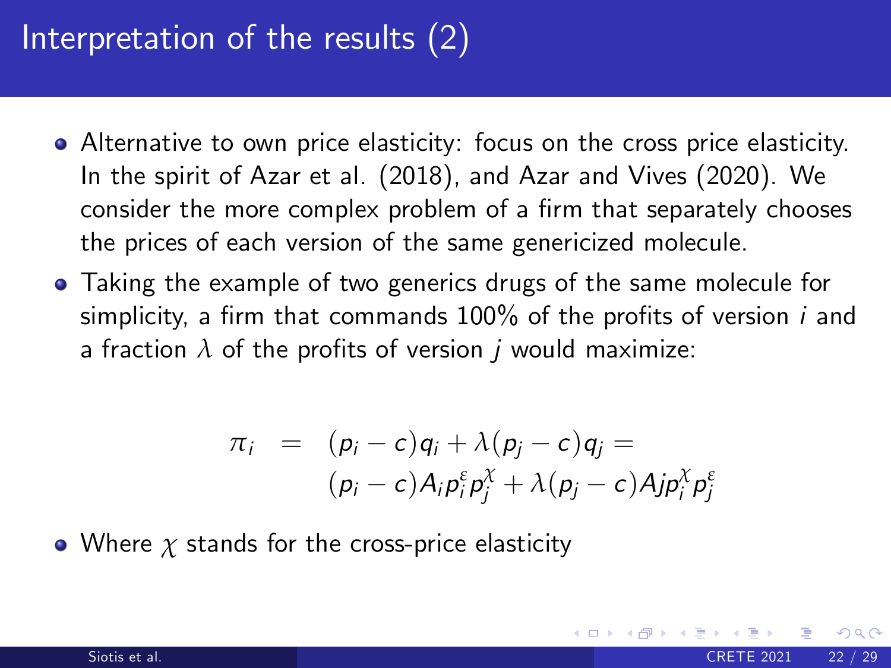# Interpretation of the results (2)

- Alternative to own price elasticity: focus on the cross price elasticity. In the spirit of Azar et al. (2018), and Azar and Vives (2020). We consider the more complex problem of a firm that separately chooses the prices of each version of the same genericized molecule.
- Taking the example of two generics drugs of the same molecule for simplicity, a firm that commands 100% of the profits of version $i$ and a fraction $\lambda$ of the profits of version $j$ would maximize:

$$
\begin{aligned}
\pi_i \quad = \quad & (p_i - c)q_i + \lambda(p_j - c)q_j = \\
& (p_i - c)A_i p_i^{\varepsilon} p_j^{\chi} + \lambda(p_j - c)Ajp_i^{\chi} p_j^{\varepsilon}
\end{aligned}
$$

- Where $\chi$ stands for the cross-price elasticity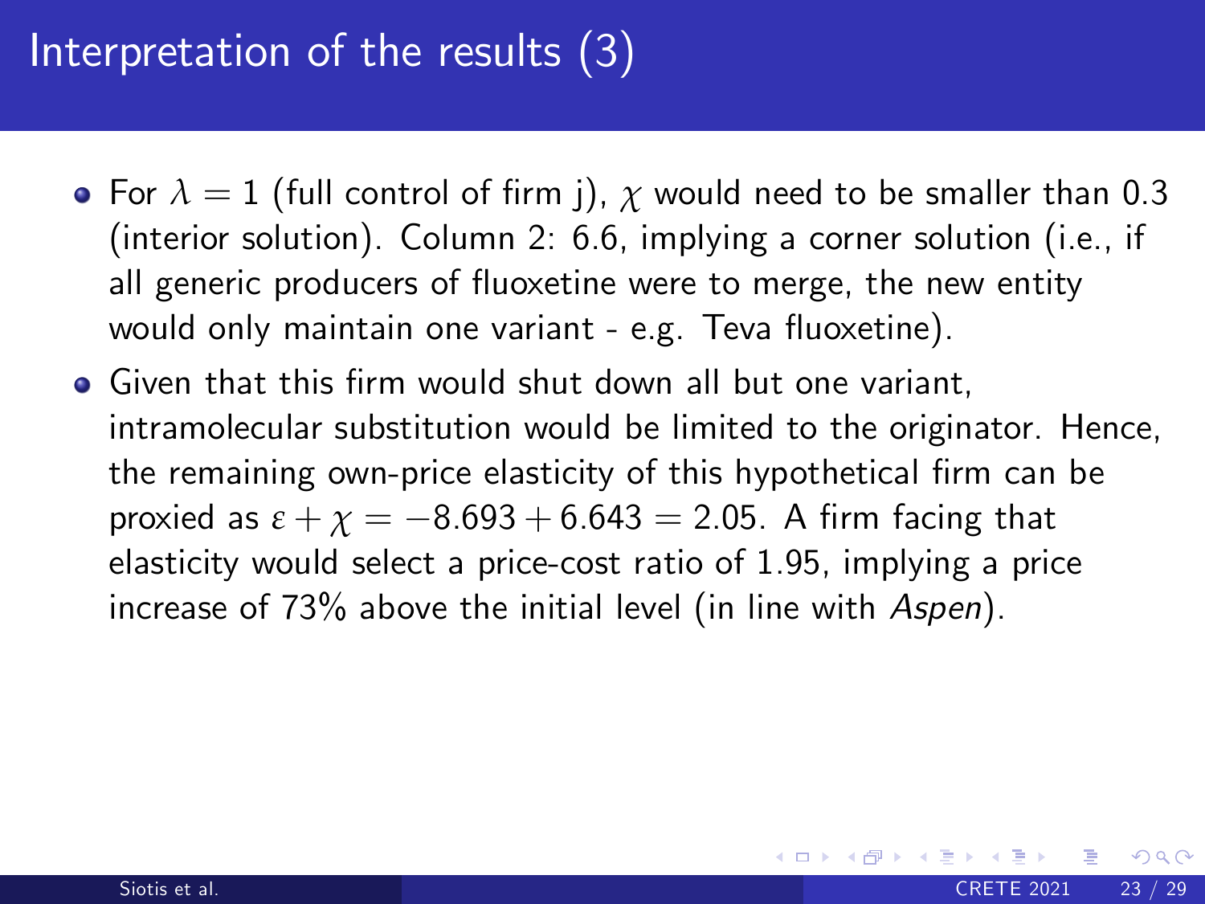# Interpretation of the results (3)

- For $\lambda = 1$ (full control of firm j), $\chi$ would need to be smaller than 0.3 (interior solution). Column 2: 6.6, implying a corner solution (i.e., if all generic producers of fluoxetine were to merge, the new entity would only maintain one variant - e.g. Teva fluoxetine).
- Given that this firm would shut down all but one variant, intramolecular substitution would be limited to the originator. Hence, the remaining own-price elasticity of this hypothetical firm can be proxied as $\varepsilon + \chi = -8.693 + 6.643 = 2.05$. A firm facing that elasticity would select a price-cost ratio of 1.95, implying a price increase of 73% above the initial level (in line with *Aspen*).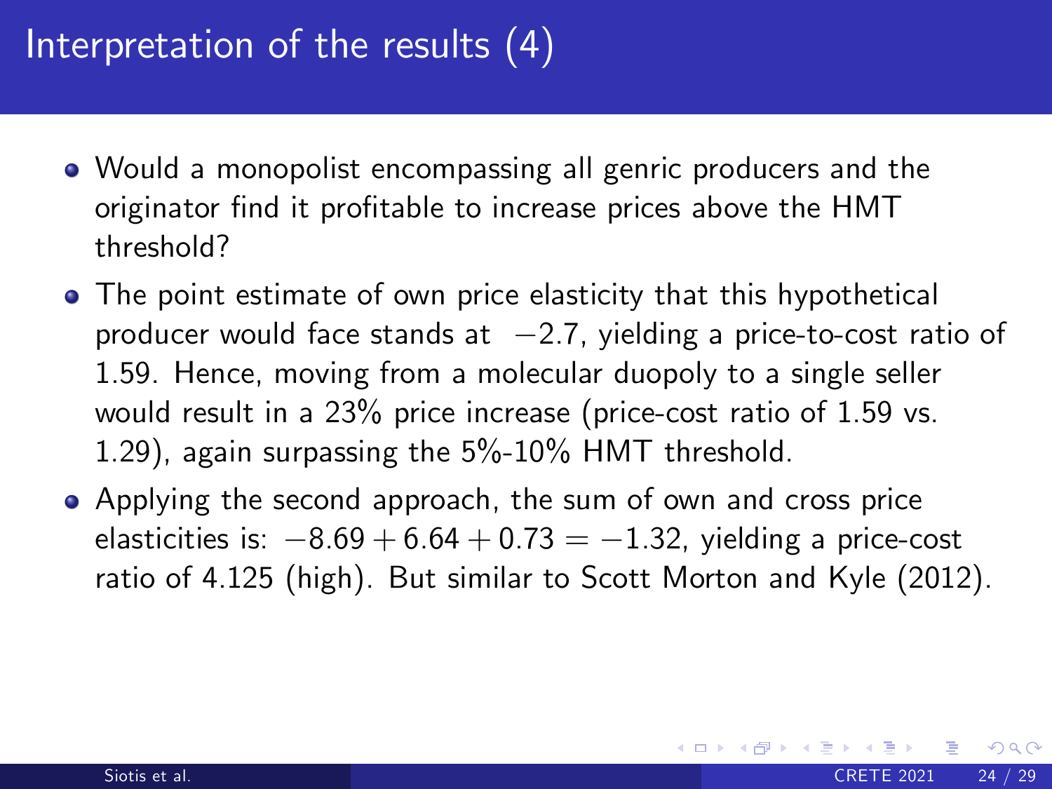# Interpretation of the results (4)

- Would a monopolist encompassing all genric producers and the originator find it profitable to increase prices above the HMT threshold?
- The point estimate of own price elasticity that this hypothetical producer would face stands at $-2.7$, yielding a price-to-cost ratio of 1.59. Hence, moving from a molecular duopoly to a single seller would result in a 23% price increase (price-cost ratio of 1.59 vs. 1.29), again surpassing the 5%-10% HMT threshold.
- Applying the second approach, the sum of own and cross price elasticities is: $-8.69 + 6.64 + 0.73 = -1.32$, yielding a price-cost ratio of 4.125 (high). But similar to Scott Morton and Kyle (2012).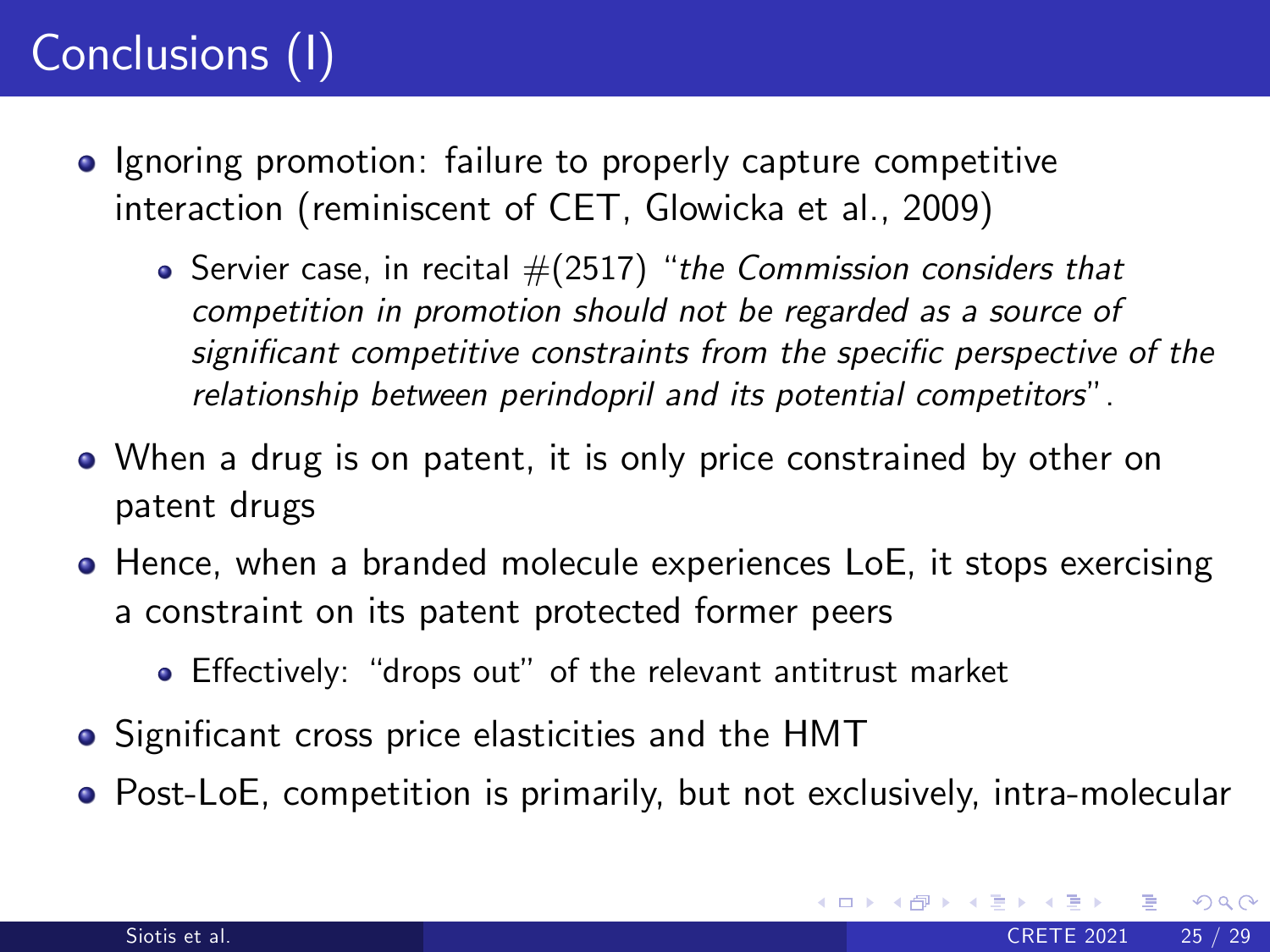# Conclusions (I)

- Ignoring promotion: failure to properly capture competitive interaction (reminiscent of CET, Glowicka et al., 2009)
  - Servier case, in recital #(2517) "*the Commission considers that competition in promotion should not be regarded as a source of significant competitive constraints from the specific perspective of the relationship between perindopril and its potential competitors*".
- When a drug is on patent, it is only price constrained by other on patent drugs
- Hence, when a branded molecule experiences LoE, it stops exercising a constraint on its patent protected former peers
  - Effectively: "drops out" of the relevant antitrust market
- Significant cross price elasticities and the HMT
- Post-LoE, competition is primarily, but not exclusively, intra-molecular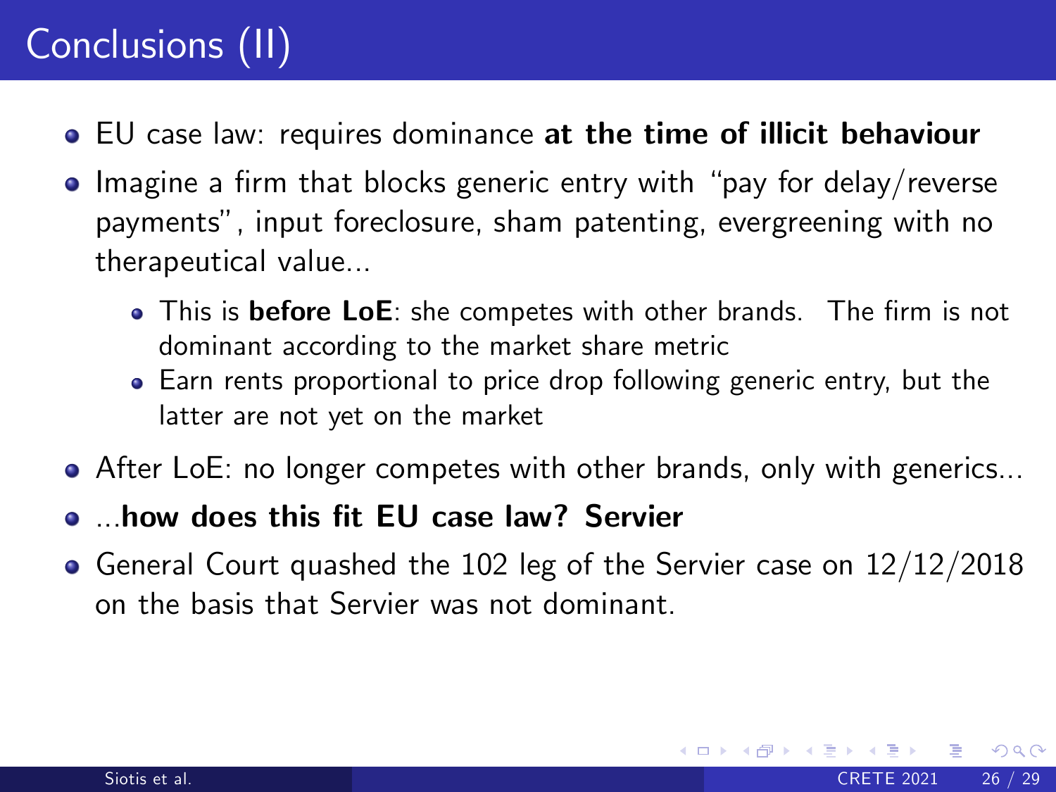# Conclusions (II)

- EU case law: requires dominance **at the time of illicit behaviour**
- Imagine a firm that blocks generic entry with "pay for delay/reverse payments", input foreclosure, sham patenting, evergreening with no therapeutical value...
  - This is **before LoE**: she competes with other brands. The firm is not dominant according to the market share metric
  - Earn rents proportional to price drop following generic entry, but the latter are not yet on the market
- After LoE: no longer competes with other brands, only with generics...
- ...**how does this fit EU case law? Servier**
- General Court quashed the 102 leg of the Servier case on 12/12/2018 on the basis that Servier was not dominant.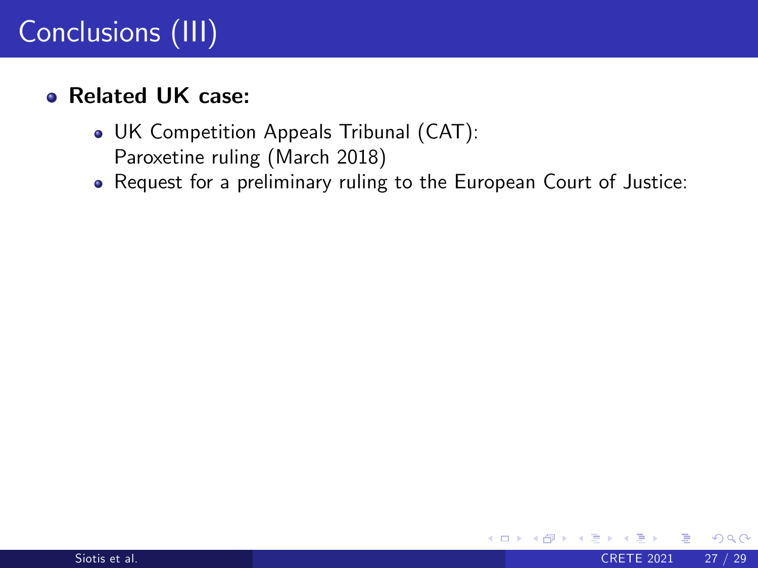# Conclusions (III)

- **Related UK case:**
  - UK Competition Appeals Tribunal (CAT): Paroxetine ruling (March 2018)
  - Request for a preliminary ruling to the European Court of Justice: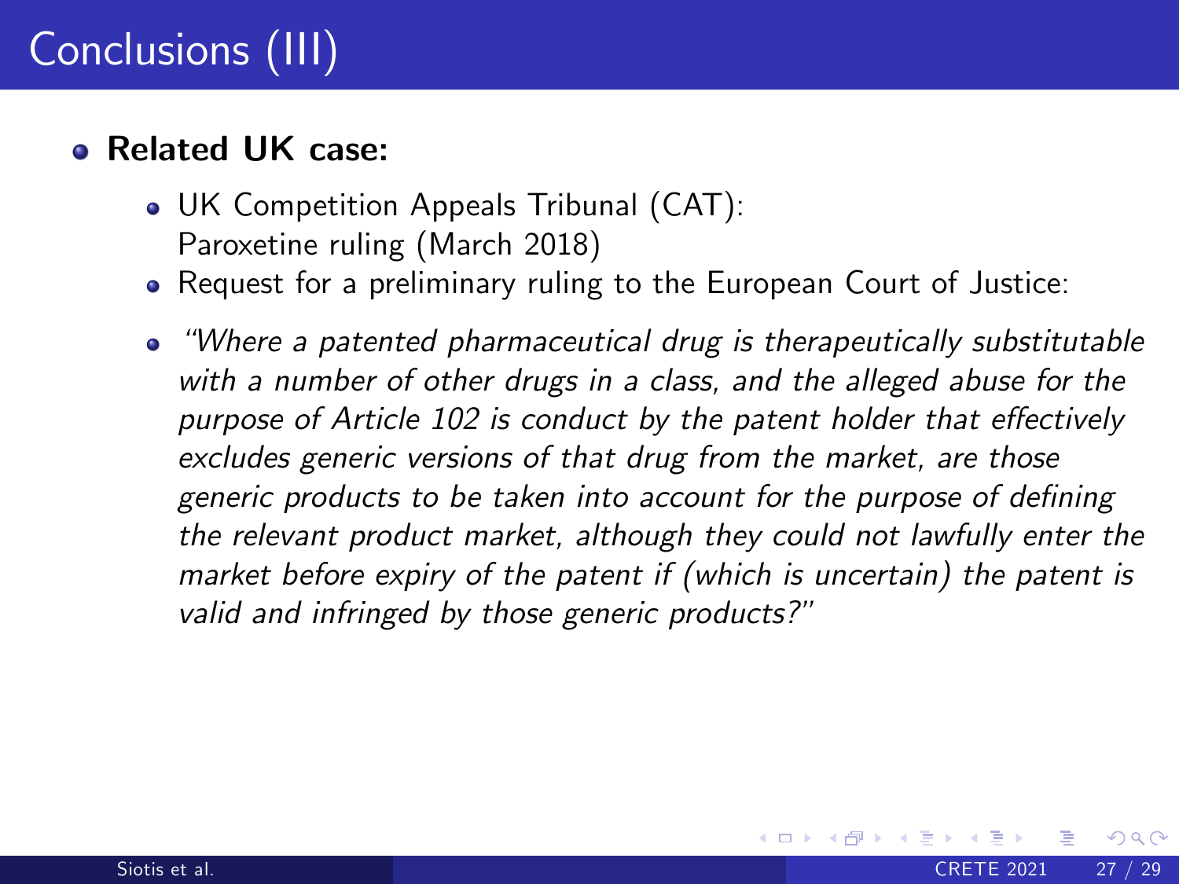# Conclusions (III)

- **Related UK case:**
  - UK Competition Appeals Tribunal (CAT): Paroxetine ruling (March 2018)
  - Request for a preliminary ruling to the European Court of Justice:
  - *"Where a patented pharmaceutical drug is therapeutically substitutable with a number of other drugs in a class, and the alleged abuse for the purpose of Article 102 is conduct by the patent holder that effectively excludes generic versions of that drug from the market, are those generic products to be taken into account for the purpose of defining the relevant product market, although they could not lawfully enter the market before expiry of the patent if (which is uncertain) the patent is valid and infringed by those generic products?"*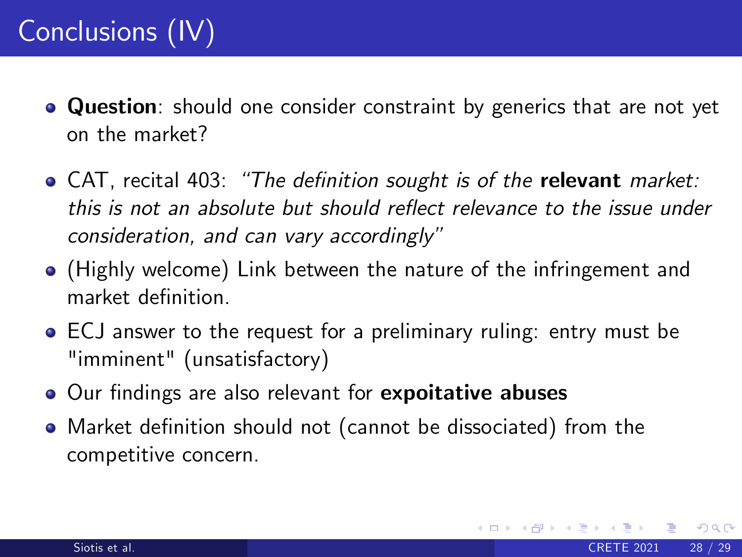# Conclusions (IV)

- **Question**: should one consider constraint by generics that are not yet on the market?
- CAT, recital 403: *"The definition sought is of the* **relevant** *market: this is not an absolute but should reflect relevance to the issue under consideration, and can vary accordingly"*
- (Highly welcome) Link between the nature of the infringement and market definition.
- ECJ answer to the request for a preliminary ruling: entry must be "imminent" (unsatisfactory)
- Our findings are also relevant for **expoitative abuses**
- Market definition should not (cannot be dissociated) from the competitive concern.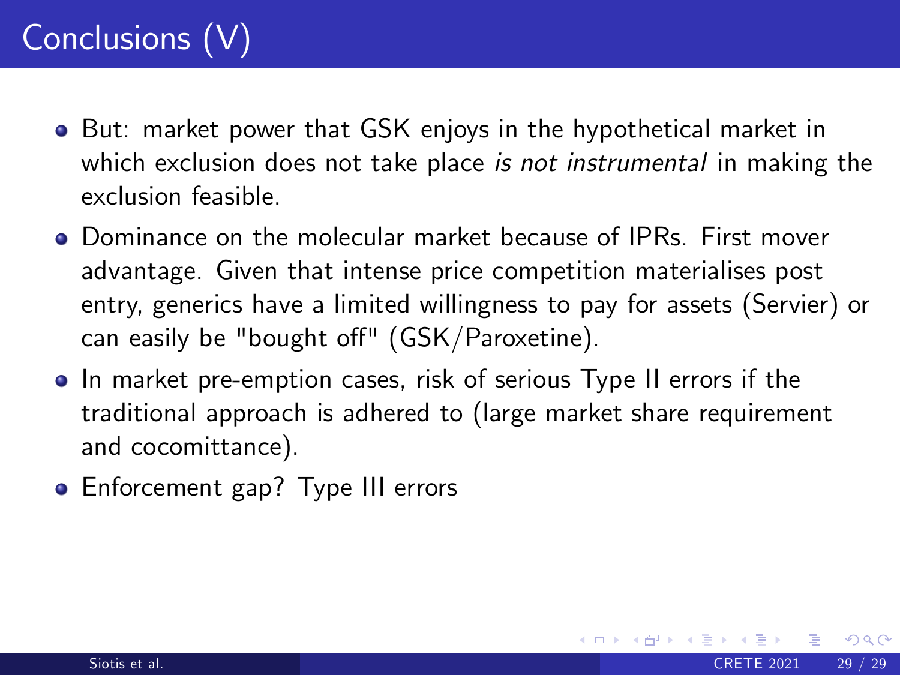# Conclusions (V)

- But: market power that GSK enjoys in the hypothetical market in which exclusion does not take place *is not instrumental* in making the exclusion feasible.
- Dominance on the molecular market because of IPRs. First mover advantage. Given that intense price competition materialises post entry, generics have a limited willingness to pay for assets (Servier) or can easily be "bought off" (GSK/Paroxetine).
- In market pre-emption cases, risk of serious Type II errors if the traditional approach is adhered to (large market share requirement and cocomittance).
- Enforcement gap? Type III errors